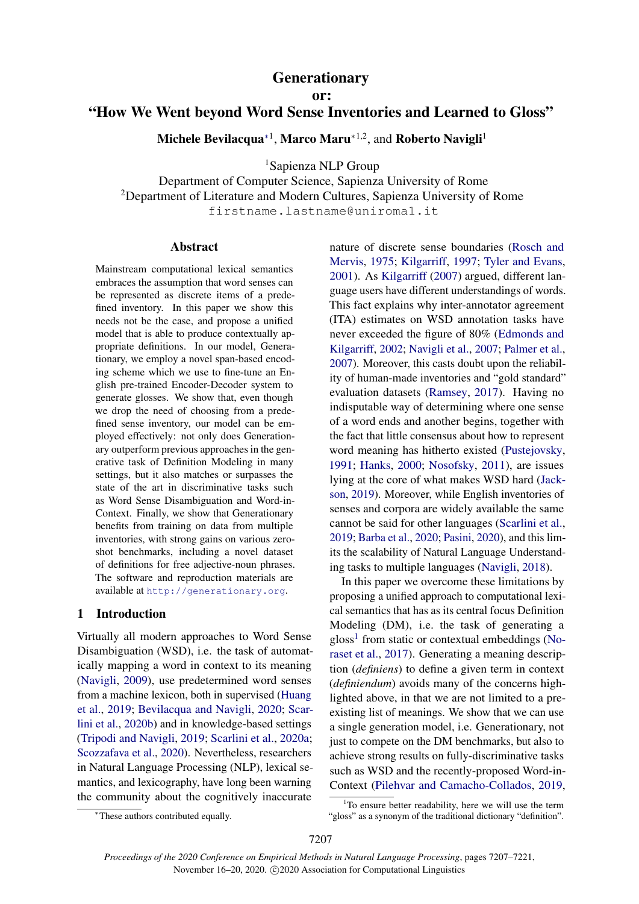# Generationary or: "How We Went beyond Word Sense Inventories and Learned to Gloss"

**Michele Bevilacqua**[*1], **Marco Maru**[*1,2], and **Roberto Navigli**[1]

[1]Sapienza NLP Group
Department of Computer Science, Sapienza University of Rome
[2]Department of Literature and Modern Cultures, Sapienza University of Rome
firstname.lastname@uniroma1.it

## Abstract

Mainstream computational lexical semantics embraces the assumption that word senses can be represented as discrete items of a predefined inventory. In this paper we show this needs not be the case, and propose a unified model that is able to produce contextually appropriate definitions. In our model, Generationary, we employ a novel span-based encoding scheme which we use to fine-tune an English pre-trained Encoder-Decoder system to generate glosses. We show that, even though we drop the need of choosing from a predefined sense inventory, our model can be employed effectively: not only does Generationary outperform previous approaches in the generative task of Definition Modeling in many settings, but it also matches or surpasses the state of the art in discriminative tasks such as Word Sense Disambiguation and Word-in-Context. Finally, we show that Generationary benefits from training on data from multiple inventories, with strong gains on various zero-shot benchmarks, including a novel dataset of definitions for free adjective-noun phrases. The software and reproduction materials are available at http://generationary.org.

## 1 Introduction

Virtually all modern approaches to Word Sense Disambiguation (WSD), i.e. the task of automatically mapping a word in context to its meaning (Navigli, 2009), use predetermined word senses from a machine lexicon, both in supervised (Huang et al., 2019; Bevilacqua and Navigli, 2020; Scarlini et al., 2020b) and in knowledge-based settings (Tripodi and Navigli, 2019; Scarlini et al., 2020a; Scozzafava et al., 2020). Nevertheless, researchers in Natural Language Processing (NLP), lexical semantics, and lexicography, have long been warning the community about the cognitively inaccurate nature of discrete sense boundaries (Rosch and Mervis, 1975; Kilgarriff, 1997; Tyler and Evans, 2001). As Kilgarriff (2007) argued, different language users have different understandings of words. This fact explains why inter-annotator agreement (ITA) estimates on WSD annotation tasks have never exceeded the figure of 80% (Edmonds and Kilgarriff, 2002; Navigli et al., 2007; Palmer et al., 2007). Moreover, this casts doubt upon the reliability of human-made inventories and "gold standard" evaluation datasets (Ramsey, 2017). Having no indisputable way of determining where one sense of a word ends and another begins, together with the fact that little consensus about how to represent word meaning has hitherto existed (Pustejovsky, 1991; Hanks, 2000; Nosofsky, 2011), are issues lying at the core of what makes WSD hard (Jackson, 2019). Moreover, while English inventories of senses and corpora are widely available the same cannot be said for other languages (Scarlini et al., 2019; Barba et al., 2020; Pasini, 2020), and this limits the scalability of Natural Language Understanding tasks to multiple languages (Navigli, 2018).

In this paper we overcome these limitations by proposing a unified approach to computational lexical semantics that has as its central focus Definition Modeling (DM), i.e. the task of generating a gloss[1] from static or contextual embeddings (Noraset et al., 2017). Generating a meaning description (*definiens*) to define a given term in context (*definiendum*) avoids many of the concerns highlighted above, in that we are not limited to a preexisting list of meanings. We show that we can use a single generation model, i.e. Generationary, not just to compete on the DM benchmarks, but also to achieve strong results on fully-discriminative tasks such as WSD and the recently-proposed Word-in-Context (Pilehvar and Camacho-Collados, 2019,

[*]These authors contributed equally.

[1]To ensure better readability, here we will use the term "gloss" as a synonym of the traditional dictionary "definition".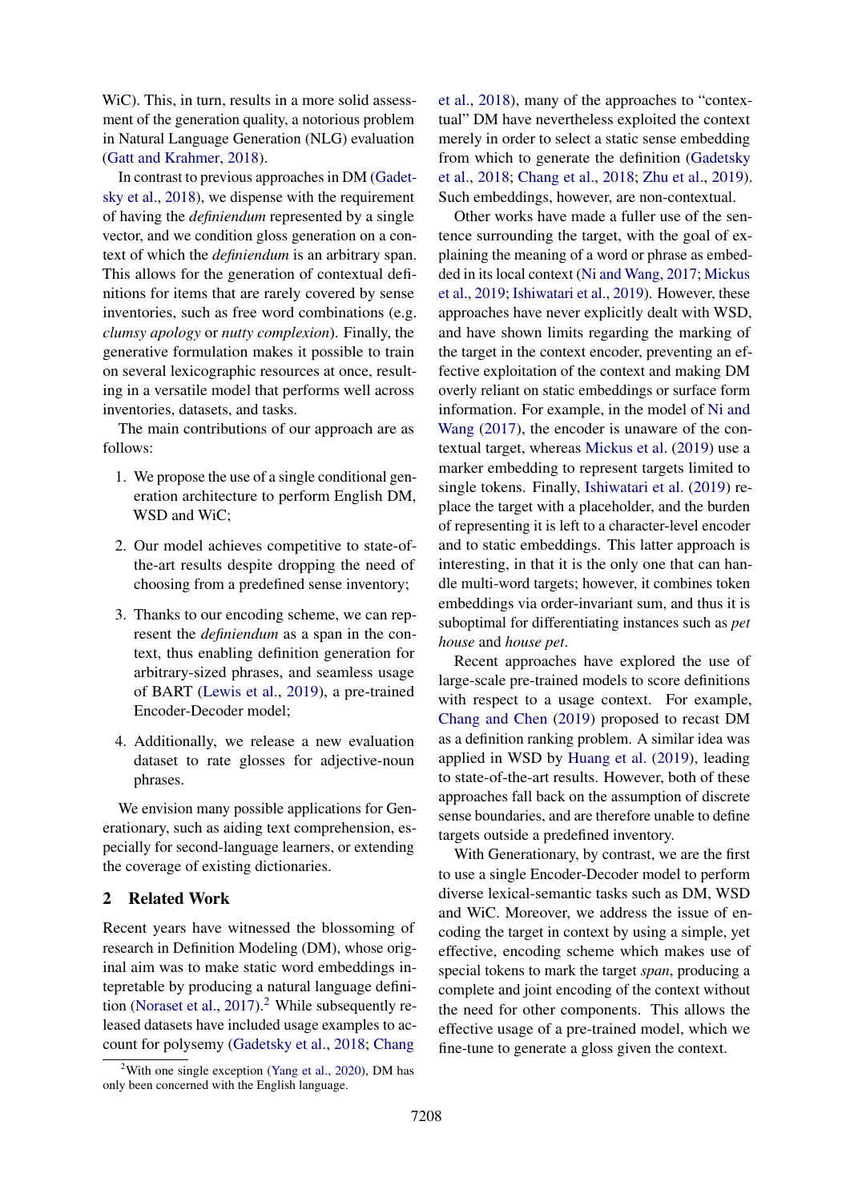WiC). This, in turn, results in a more solid assessment of the generation quality, a notorious problem in Natural Language Generation (NLG) evaluation (Gatt and Krahmer, 2018).

In contrast to previous approaches in DM (Gadetsky et al., 2018), we dispense with the requirement of having the *definiendum* represented by a single vector, and we condition gloss generation on a context of which the *definiendum* is an arbitrary span. This allows for the generation of contextual definitions for items that are rarely covered by sense inventories, such as free word combinations (e.g. *clumsy apology* or *nutty complexion*). Finally, the generative formulation makes it possible to train on several lexicographic resources at once, resulting in a versatile model that performs well across inventories, datasets, and tasks.

The main contributions of our approach are as follows:

1. We propose the use of a single conditional generation architecture to perform English DM, WSD and WiC;
2. Our model achieves competitive to state-of-the-art results despite dropping the need of choosing from a predefined sense inventory;
3. Thanks to our encoding scheme, we can represent the *definiendum* as a span in the context, thus enabling definition generation for arbitrary-sized phrases, and seamless usage of BART (Lewis et al., 2019), a pre-trained Encoder-Decoder model;
4. Additionally, we release a new evaluation dataset to rate glosses for adjective-noun phrases.

We envision many possible applications for Generationary, such as aiding text comprehension, especially for second-language learners, or extending the coverage of existing dictionaries.

## 2 Related Work

Recent years have witnessed the blossoming of research in Definition Modeling (DM), whose original aim was to make static word embeddings interpretable by producing a natural language definition (Noraset et al., 2017).[2] While subsequently released datasets have included usage examples to account for polysemy (Gadetsky et al., 2018; Chang et al., 2018), many of the approaches to "contextual" DM have nevertheless exploited the context merely in order to select a static sense embedding from which to generate the definition (Gadetsky et al., 2018; Chang et al., 2018; Zhu et al., 2019). Such embeddings, however, are non-contextual.

Other works have made a fuller use of the sentence surrounding the target, with the goal of explaining the meaning of a word or phrase as embedded in its local context (Ni and Wang, 2017; Mickus et al., 2019; Ishiwatari et al., 2019). However, these approaches have never explicitly dealt with WSD, and have shown limits regarding the marking of the target in the context encoder, preventing an effective exploitation of the context and making DM overly reliant on static embeddings or surface form information. For example, in the model of Ni and Wang (2017), the encoder is unaware of the contextual target, whereas Mickus et al. (2019) use a marker embedding to represent targets limited to single tokens. Finally, Ishiwatari et al. (2019) replace the target with a placeholder, and the burden of representing it is left to a character-level encoder and to static embeddings. This latter approach is interesting, in that it is the only one that can handle multi-word targets; however, it combines token embeddings via order-invariant sum, and thus it is suboptimal for differentiating instances such as *pet house* and *house pet*.

Recent approaches have explored the use of large-scale pre-trained models to score definitions with respect to a usage context. For example, Chang and Chen (2019) proposed to recast DM as a definition ranking problem. A similar idea was applied in WSD by Huang et al. (2019), leading to state-of-the-art results. However, both of these approaches fall back on the assumption of discrete sense boundaries, and are therefore unable to define targets outside a predefined inventory.

With Generationary, by contrast, we are the first to use a single Encoder-Decoder model to perform diverse lexical-semantic tasks such as DM, WSD and WiC. Moreover, we address the issue of encoding the target in context by using a simple, yet effective, encoding scheme which makes use of special tokens to mark the target *span*, producing a complete and joint encoding of the context without the need for other components. This allows the effective usage of a pre-trained model, which we fine-tune to generate a gloss given the context.

[2] With one single exception (Yang et al., 2020), DM has only been concerned with the English language.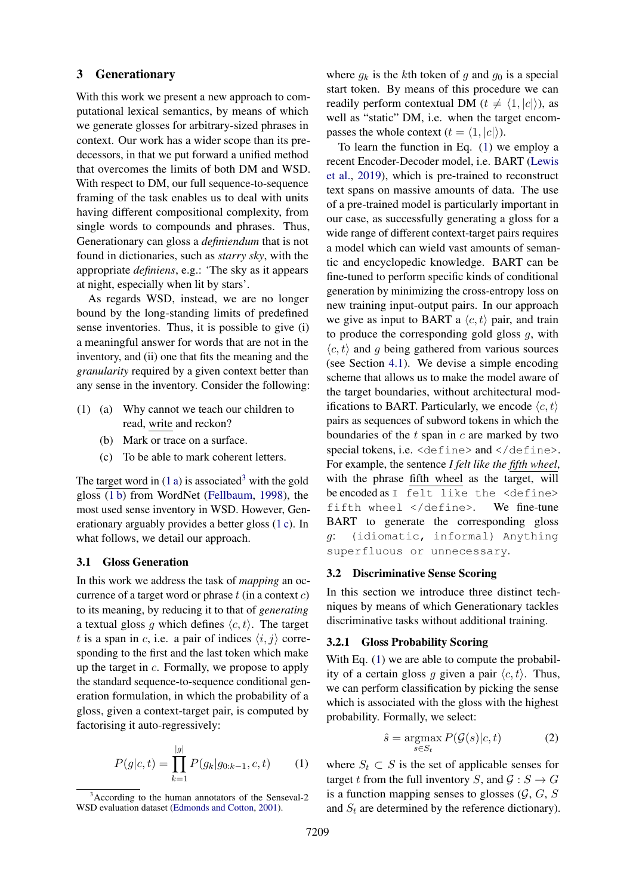## 3 Generationary

With this work we present a new approach to computational lexical semantics, by means of which we generate glosses for arbitrary-sized phrases in context. Our work has a wider scope than its predecessors, in that we put forward a unified method that overcomes the limits of both DM and WSD. With respect to DM, our full sequence-to-sequence framing of the task enables us to deal with units having different compositional complexity, from single words to compounds and phrases. Thus, Generationary can gloss a *definiendum* that is not found in dictionaries, such as *starry sky*, with the appropriate *definiens*, e.g.: 'The sky as it appears at night, especially when lit by stars'.

As regards WSD, instead, we are no longer bound by the long-standing limits of predefined sense inventories. Thus, it is possible to give (i) a meaningful answer for words that are not in the inventory, and (ii) one that fits the meaning and the *granularity* required by a given context better than any sense in the inventory. Consider the following:

(1) (a) Why cannot we teach our children to read, write and reckon?
(b) Mark or trace on a surface.
(c) To be able to mark coherent letters.

The target word in (1 a) is associated[3] with the gold gloss (1 b) from WordNet (Fellbaum, 1998), the most used sense inventory in WSD. However, Generationary arguably provides a better gloss (1 c). In what follows, we detail our approach.

### 3.1 Gloss Generation

In this work we address the task of *mapping* an occurrence of a target word or phrase $t$ (in a context $c$) to its meaning, by reducing it to that of *generating* a textual gloss $g$ which defines $\langle c, t\rangle$. The target $t$ is a span in $c$, i.e. a pair of indices $\langle i, j\rangle$ corresponding to the first and the last token which make up the target in $c$. Formally, we propose to apply the standard sequence-to-sequence conditional generation formulation, in which the probability of a gloss, given a context-target pair, is computed by factorising it auto-regressively:

$$P(g|c,t) = \prod_{k=1}^{|g|} P(g_k|g_{0:k-1}, c, t) \qquad (1)$$

where $g_k$ is the $k$th token of $g$ and $g_0$ is a special start token. By means of this procedure we can readily perform contextual DM ($t \neq \langle 1, |c|\rangle$), as well as "static" DM, i.e. when the target encompasses the whole context ($t = \langle 1, |c|\rangle$).

To learn the function in Eq. (1) we employ a recent Encoder-Decoder model, i.e. BART (Lewis et al., 2019), which is pre-trained to reconstruct text spans on massive amounts of data. The use of a pre-trained model is particularly important in our case, as successfully generating a gloss for a wide range of different context-target pairs requires a model which can wield vast amounts of semantic and encyclopedic knowledge. BART can be fine-tuned to perform specific kinds of conditional generation by minimizing the cross-entropy loss on new training input-output pairs. In our approach we give as input to BART a $\langle c, t\rangle$ pair, and train to produce the corresponding gold gloss $g$, with $\langle c, t\rangle$ and $g$ being gathered from various sources (see Section 4.1). We devise a simple encoding scheme that allows us to make the model aware of the target boundaries, without architectural modifications to BART. Particularly, we encode $\langle c, t\rangle$ pairs as sequences of subword tokens in which the boundaries of the $t$ span in $c$ are marked by two special tokens, i.e. `<define>` and `</define>`. For example, the sentence *I felt like the fifth wheel*, with the phrase fifth wheel as the target, will be encoded as `I felt like the <define> fifth wheel </define>`. We fine-tune BART to generate the corresponding gloss $g$: `(idiomatic, informal) Anything superfluous or unnecessary`.

### 3.2 Discriminative Sense Scoring

In this section we introduce three distinct techniques by means of which Generationary tackles discriminative tasks without additional training.

#### 3.2.1 Gloss Probability Scoring

With Eq. (1) we are able to compute the probability of a certain gloss $g$ given a pair $\langle c, t\rangle$. Thus, we can perform classification by picking the sense which is associated with the gloss with the highest probability. Formally, we select:

$$\hat{s} = \operatorname*{argmax}_{s \in S_t} P(\mathcal{G}(s)|c, t) \qquad (2)$$

where $S_t \subset S$ is the set of applicable senses for target $t$ from the full inventory $S$, and $\mathcal{G} : S \rightarrow G$ is a function mapping senses to glosses ($\mathcal{G}$, $G$, $S$ and $S_t$ are determined by the reference dictionary).

[3] According to the human annotators of the Senseval-2 WSD evaluation dataset (Edmonds and Cotton, 2001).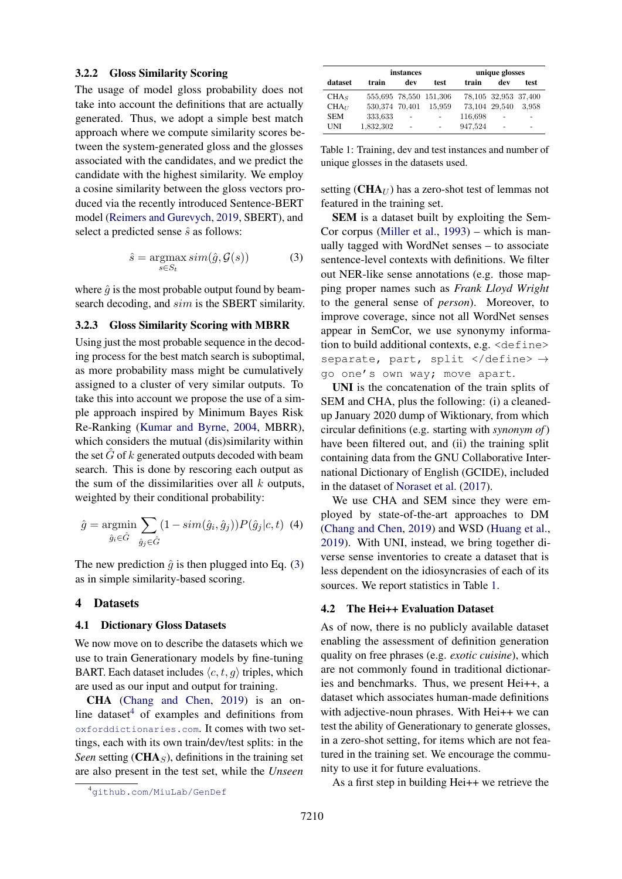### 3.2.2 Gloss Similarity Scoring

The usage of model gloss probability does not take into account the definitions that are actually generated. Thus, we adopt a simple best match approach where we compute similarity scores between the system-generated gloss and the glosses associated with the candidates, and we predict the candidate with the highest similarity. We employ a cosine similarity between the gloss vectors produced via the recently introduced Sentence-BERT model (Reimers and Gurevych, 2019, SBERT), and select a predicted sense $\hat{s}$ as follows:

$$\hat{s} = \underset{s \in S_t}{\operatorname{argmax}}\, sim(\hat{g}, \mathcal{G}(s)) \tag{3}$$

where $\hat{g}$ is the most probable output found by beam-search decoding, and $sim$ is the SBERT similarity.

### 3.2.3 Gloss Similarity Scoring with MBRR

Using just the most probable sequence in the decoding process for the best match search is suboptimal, as more probability mass might be cumulatively assigned to a cluster of very similar outputs. To take this into account we propose the use of a simple approach inspired by Minimum Bayes Risk Re-Ranking (Kumar and Byrne, 2004, MBRR), which considers the mutual (dis)similarity within the set $\hat{G}$ of $k$ generated outputs decoded with beam search. This is done by rescoring each output as the sum of the dissimilarities over all $k$ outputs, weighted by their conditional probability:

$$\hat{g} = \underset{\hat{g}_i \in \hat{G}}{\operatorname{argmin}} \sum_{\hat{g}_j \in \hat{G}} (1 - sim(\hat{g}_i, \hat{g}_j)) P(\hat{g}_j | c, t) \tag{4}$$

The new prediction $\hat{g}$ is then plugged into Eq. (3) as in simple similarity-based scoring.

## 4 Datasets

### 4.1 Dictionary Gloss Datasets

We now move on to describe the datasets which we use to train Generationary models by fine-tuning BART. Each dataset includes $\langle c, t, g \rangle$ triples, which are used as our input and output for training.

**CHA** (Chang and Chen, 2019) is an online dataset[4] of examples and definitions from oxforddictionaries.com. It comes with two settings, each with its own train/dev/test splits: in the *Seen* setting (**CHA**$_S$), definitions in the training set are also present in the test set, while the *Unseen* setting (**CHA**$_U$) has a zero-shot test of lemmas not featured in the training set.

| | instances | | | unique glosses | | |
|---|---|---|---|---|---|---|
| **dataset** | **train** | **dev** | **test** | **train** | **dev** | **test** |
| CHA$_S$ | 555,695 | 78,550 | 151,306 | 78,105 | 32,953 | 37,400 |
| CHA$_U$ | 530,374 | 70,401 | 15,959 | 73,104 | 29,540 | 3,958 |
| SEM | 333,633 | - | - | 116,698 | - | - |
| UNI | 1,832,302 | - | - | 947,524 | - | - |

Table 1: Training, dev and test instances and number of unique glosses in the datasets used.

**SEM** is a dataset built by exploiting the SemCor corpus (Miller et al., 1993) – which is manually tagged with WordNet senses – to associate sentence-level contexts with definitions. We filter out NER-like sense annotations (e.g. those mapping proper names such as *Frank Lloyd Wright* to the general sense of *person*). Moreover, to improve coverage, since not all WordNet senses appear in SemCor, we use synonymy information to build additional contexts, e.g. `<define> separate, part, split </define>` → `go one's own way; move apart.`

**UNI** is the concatenation of the train splits of SEM and CHA, plus the following: (i) a cleaned-up January 2020 dump of Wiktionary, from which circular definitions (e.g. starting with *synonym of*) have been filtered out, and (ii) the training split containing data from the GNU Collaborative International Dictionary of English (GCIDE), included in the dataset of Noraset et al. (2017).

We use CHA and SEM since they were employed by state-of-the-art approaches to DM (Chang and Chen, 2019) and WSD (Huang et al., 2019). With UNI, instead, we bring together diverse sense inventories to create a dataset that is less dependent on the idiosyncracies of each of its sources. We report statistics in Table 1.

### 4.2 The Hei++ Evaluation Dataset

As of now, there is no publicly available dataset enabling the assessment of definition generation quality on free phrases (e.g. *exotic cuisine*), which are not commonly found in traditional dictionaries and benchmarks. Thus, we present Hei++, a dataset which associates human-made definitions with adjective-noun phrases. With Hei++ we can test the ability of Generationary to generate glosses, in a zero-shot setting, for items which are not featured in the training set. We encourage the community to use it for future evaluations.

As a first step in building Hei++ we retrieve the

[4] github.com/MiuLab/GenDef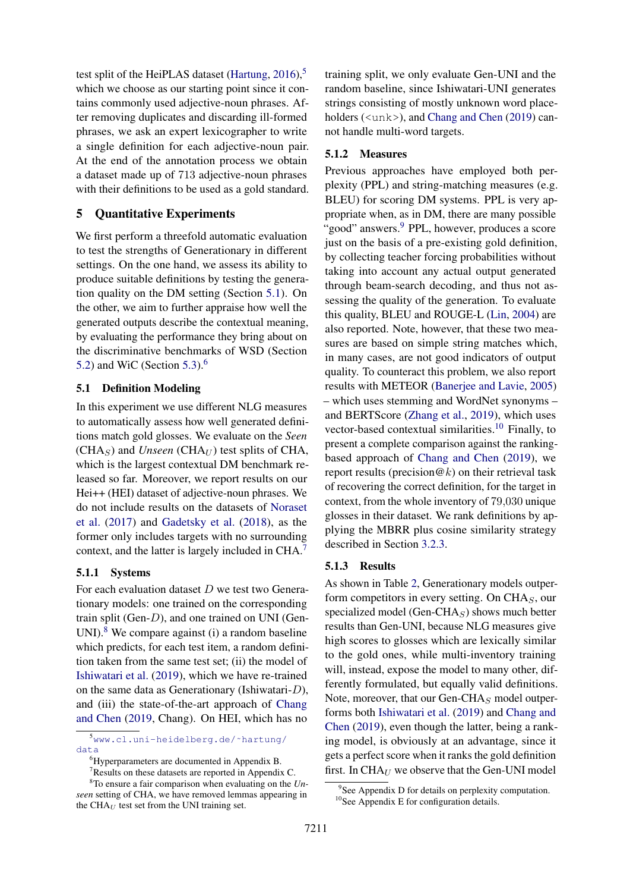test split of the HeiPLAS dataset (Hartung, 2016),[5] which we choose as our starting point since it contains commonly used adjective-noun phrases. After removing duplicates and discarding ill-formed phrases, we ask an expert lexicographer to write a single definition for each adjective-noun pair. At the end of the annotation process we obtain a dataset made up of 713 adjective-noun phrases with their definitions to be used as a gold standard.

## 5 Quantitative Experiments

We first perform a threefold automatic evaluation to test the strengths of Generationary in different settings. On the one hand, we assess its ability to produce suitable definitions by testing the generation quality on the DM setting (Section 5.1). On the other, we aim to further appraise how well the generated outputs describe the contextual meaning, by evaluating the performance they bring about on the discriminative benchmarks of WSD (Section 5.2) and WiC (Section 5.3).[6]

### 5.1 Definition Modeling

In this experiment we use different NLG measures to automatically assess how well generated definitions match gold glosses. We evaluate on the *Seen* ($\text{CHA}_S$) and *Unseen* ($\text{CHA}_U$) test splits of CHA, which is the largest contextual DM benchmark released so far. Moreover, we report results on our Hei++ (HEI) dataset of adjective-noun phrases. We do not include results on the datasets of Noraset et al. (2017) and Gadetsky et al. (2018), as the former only includes targets with no surrounding context, and the latter is largely included in CHA.[7]

#### 5.1.1 Systems

For each evaluation dataset $D$ we test two Generationary models: one trained on the corresponding train split (Gen-$D$), and one trained on UNI (Gen-UNI).[8] We compare against (i) a random baseline which predicts, for each test item, a random definition taken from the same test set; (ii) the model of Ishiwatari et al. (2019), which we have re-trained on the same data as Generationary (Ishiwatari-$D$), and (iii) the state-of-the-art approach of Chang and Chen (2019, Chang). On HEI, which has no training split, we only evaluate Gen-UNI and the random baseline, since Ishiwatari-UNI generates strings consisting of mostly unknown word placeholders (`<unk>`), and Chang and Chen (2019) cannot handle multi-word targets.

#### 5.1.2 Measures

Previous approaches have employed both perplexity (PPL) and string-matching measures (e.g. BLEU) for scoring DM systems. PPL is very appropriate when, as in DM, there are many possible "good" answers.[9] PPL, however, produces a score just on the basis of a pre-existing gold definition, by collecting teacher forcing probabilities without taking into account any actual output generated through beam-search decoding, and thus not assessing the quality of the generation. To evaluate this quality, BLEU and ROUGE-L (Lin, 2004) are also reported. Note, however, that these two measures are based on simple string matches which, in many cases, are not good indicators of output quality. To counteract this problem, we also report results with METEOR (Banerjee and Lavie, 2005) – which uses stemming and WordNet synonyms – and BERTScore (Zhang et al., 2019), which uses vector-based contextual similarities.[10] Finally, to present a complete comparison against the ranking-based approach of Chang and Chen (2019), we report results (precision@$k$) on their retrieval task of recovering the correct definition, for the target in context, from the whole inventory of 79,030 unique glosses in their dataset. We rank definitions by applying the MBRR plus cosine similarity strategy described in Section 3.2.3.

#### 5.1.3 Results

As shown in Table 2, Generationary models outperform competitors in every setting. On $\text{CHA}_S$, our specialized model (Gen-$\text{CHA}_S$) shows much better results than Gen-UNI, because NLG measures give high scores to glosses which are lexically similar to the gold ones, while multi-inventory training will, instead, expose the model to many other, differently formulated, but equally valid definitions. Note, moreover, that our Gen-$\text{CHA}_S$ model outperforms both Ishiwatari et al. (2019) and Chang and Chen (2019), even though the latter, being a ranking model, is obviously at an advantage, since it gets a perfect score when it ranks the gold definition first. In $\text{CHA}_U$ we observe that the Gen-UNI model

[5] www.cl.uni-heidelberg.de/~hartung/data

[6] Hyperparameters are documented in Appendix B.

[7] Results on these datasets are reported in Appendix C.

[8] To ensure a fair comparison when evaluating on the *Unseen* setting of CHA, we have removed lemmas appearing in the $\text{CHA}_U$ test set from the UNI training set.

[9] See Appendix D for details on perplexity computation.

[10] See Appendix E for configuration details.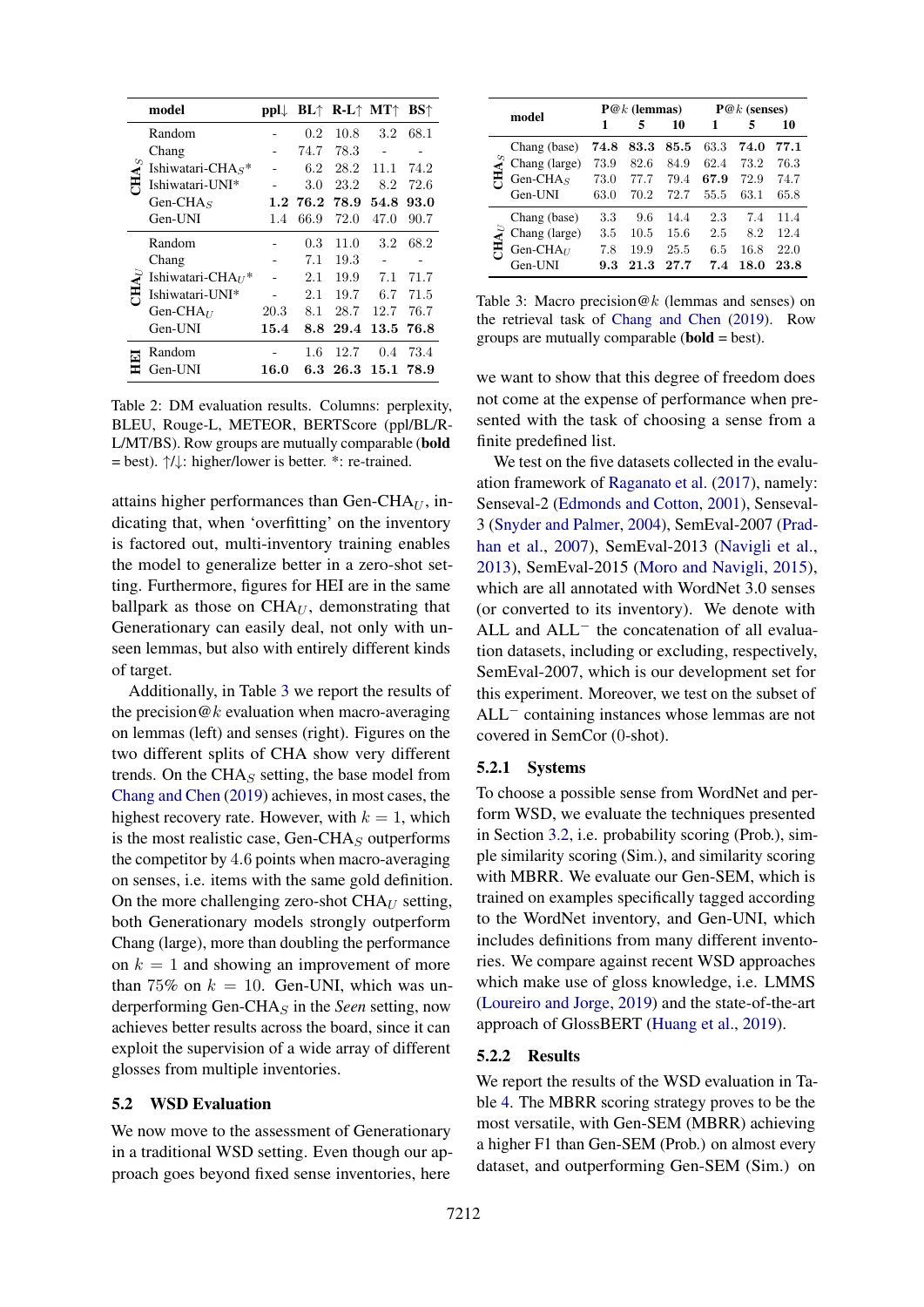| | model | ppl↓ | BL↑ | R-L↑ | MT↑ | BS↑ |
|---|---|---|---|---|---|---|
| $CHA_S$ | Random | - | 0.2 | 10.8 | 3.2 | 68.1 |
| | Chang | - | 74.7 | 78.3 | - | - |
| | Ishiwatari-$CHA_S$* | - | 6.2 | 28.2 | 11.1 | 74.2 |
| | Ishiwatari-UNI* | - | 3.0 | 23.2 | 8.2 | 72.6 |
| | Gen-$CHA_S$ | **1.2** | **76.2** | **78.9** | **54.8** | **93.0** |
| | Gen-UNI | 1.4 | 66.9 | 72.0 | 47.0 | 90.7 |
| $CHA_U$ | Random | - | 0.3 | 11.0 | 3.2 | 68.2 |
| | Chang | - | 7.1 | 19.3 | - | - |
| | Ishiwatari-$CHA_U$* | - | 2.1 | 19.9 | 7.1 | 71.7 |
| | Ishiwatari-UNI* | - | 2.1 | 19.7 | 6.7 | 71.5 |
| | Gen-$CHA_U$ | 20.3 | 8.1 | 28.7 | 12.7 | 76.7 |
| | Gen-UNI | **15.4** | **8.8** | **29.4** | **13.5** | **76.8** |
| HEI | Random | - | 1.6 | 12.7 | 0.4 | 73.4 |
| | Gen-UNI | **16.0** | **6.3** | **26.3** | **15.1** | **78.9** |

Table 2: DM evaluation results. Columns: perplexity, BLEU, Rouge-L, METEOR, BERTScore (ppl/BL/R-L/MT/BS). Row groups are mutually comparable (**bold** = best). ↑/↓: higher/lower is better. *: re-trained.

attains higher performances than Gen-$CHA_U$, indicating that, when 'overfitting' on the inventory is factored out, multi-inventory training enables the model to generalize better in a zero-shot setting. Furthermore, figures for HEI are in the same ballpark as those on $CHA_U$, demonstrating that Generationary can easily deal, not only with unseen lemmas, but also with entirely different kinds of target.

Additionally, in Table 3 we report the results of the precision@$k$ evaluation when macro-averaging on lemmas (left) and senses (right). Figures on the two different splits of CHA show very different trends. On the $CHA_S$ setting, the base model from Chang and Chen (2019) achieves, in most cases, the highest recovery rate. However, with $k = 1$, which is the most realistic case, Gen-$CHA_S$ outperforms the competitor by 4.6 points when macro-averaging on senses, i.e. items with the same gold definition. On the more challenging zero-shot $CHA_U$ setting, both Generationary models strongly outperform Chang (large), more than doubling the performance on $k = 1$ and showing an improvement of more than 75% on $k = 10$. Gen-UNI, which was underperforming Gen-$CHA_S$ in the *Seen* setting, now achieves better results across the board, since it can exploit the supervision of a wide array of different glosses from multiple inventories.

## 5.2 WSD Evaluation

We now move to the assessment of Generationary in a traditional WSD setting. Even though our approach goes beyond fixed sense inventories, here

| | model | P@$k$ (lemmas) 1 | 5 | 10 | P@$k$ (senses) 1 | 5 | 10 |
|---|---|---|---|---|---|---|---|
| $CHA_S$ | Chang (base) | **74.8** | **83.3** | **85.5** | 63.3 | **74.0** | **77.1** |
| | Chang (large) | 73.9 | 82.6 | 84.9 | 62.4 | 73.2 | 76.3 |
| | Gen-$CHA_S$ | 73.0 | 77.7 | 79.4 | **67.9** | 72.9 | 74.7 |
| | Gen-UNI | 63.0 | 70.2 | 72.7 | 55.5 | 63.1 | 65.8 |
| $CHA_U$ | Chang (base) | 3.3 | 9.6 | 14.4 | 2.3 | 7.4 | 11.4 |
| | Chang (large) | 3.5 | 10.5 | 15.6 | 2.5 | 8.2 | 12.4 |
| | Gen-$CHA_U$ | 7.8 | 19.9 | 25.5 | 6.5 | 16.8 | 22.0 |
| | Gen-UNI | **9.3** | **21.3** | **27.7** | **7.4** | **18.0** | **23.8** |

Table 3: Macro precision@$k$ (lemmas and senses) on the retrieval task of Chang and Chen (2019). Row groups are mutually comparable (**bold** = best).

we want to show that this degree of freedom does not come at the expense of performance when presented with the task of choosing a sense from a finite predefined list.

We test on the five datasets collected in the evaluation framework of Raganato et al. (2017), namely: Senseval-2 (Edmonds and Cotton, 2001), Senseval-3 (Snyder and Palmer, 2004), SemEval-2007 (Pradhan et al., 2007), SemEval-2013 (Navigli et al., 2013), SemEval-2015 (Moro and Navigli, 2015), which are all annotated with WordNet 3.0 senses (or converted to its inventory). We denote with ALL and $ALL^-$ the concatenation of all evaluation datasets, including or excluding, respectively, SemEval-2007, which is our development set for this experiment. Moreover, we test on the subset of $ALL^-$ containing instances whose lemmas are not covered in SemCor (0-shot).

### 5.2.1 Systems

To choose a possible sense from WordNet and perform WSD, we evaluate the techniques presented in Section 3.2, i.e. probability scoring (Prob.), simple similarity scoring (Sim.), and similarity scoring with MBRR. We evaluate our Gen-SEM, which is trained on examples specifically tagged according to the WordNet inventory, and Gen-UNI, which includes definitions from many different inventories. We compare against recent WSD approaches which make use of gloss knowledge, i.e. LMMS (Loureiro and Jorge, 2019) and the state-of-the-art approach of GlossBERT (Huang et al., 2019).

### 5.2.2 Results

We report the results of the WSD evaluation in Table 4. The MBRR scoring strategy proves to be the most versatile, with Gen-SEM (MBRR) achieving a higher F1 than Gen-SEM (Prob.) on almost every dataset, and outperforming Gen-SEM (Sim.) on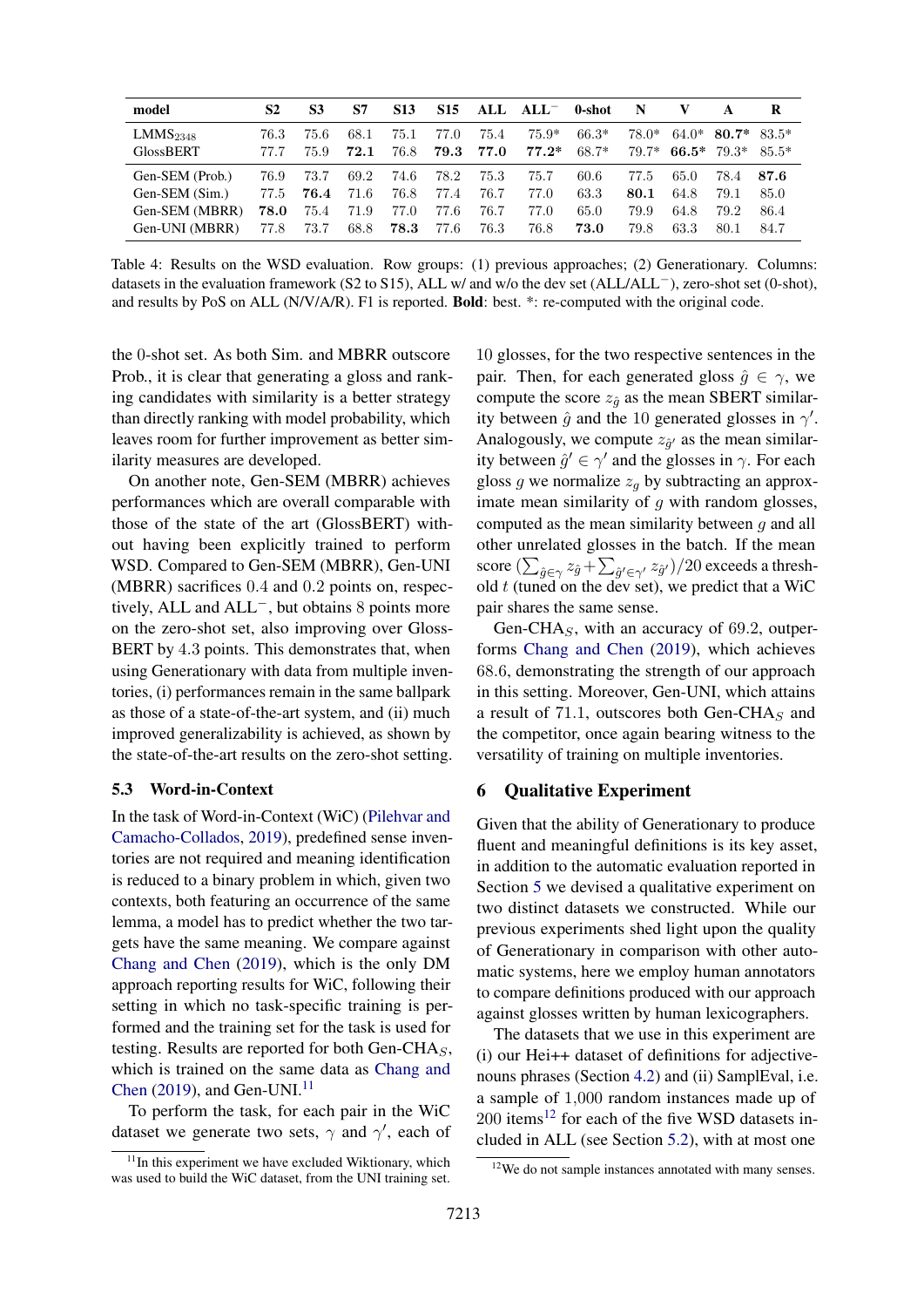| model | S2 | S3 | S7 | S13 | S15 | ALL | ALL$^-$ | 0-shot | N | V | A | R |
|---|---|---|---|---|---|---|---|---|---|---|---|---|
| LMMS$_{2348}$ | 76.3 | 75.6 | 68.1 | 75.1 | 77.0 | 75.4 | 75.9* | 66.3* | 78.0* | 64.0* | **80.7*** | 83.5* |
| GlossBERT | 77.7 | 75.9 | **72.1** | 76.8 | **79.3** | **77.0** | **77.2*** | 68.7* | 79.7* | **66.5*** | 79.3* | 85.5* |
| Gen-SEM (Prob.) | 76.9 | 73.7 | 69.2 | 74.6 | 78.2 | 75.3 | 75.7 | 60.6 | 77.5 | 65.0 | 78.4 | **87.6** |
| Gen-SEM (Sim.) | 77.5 | **76.4** | 71.6 | 76.8 | 77.4 | 76.7 | 77.0 | 63.3 | **80.1** | 64.8 | 79.1 | 85.0 |
| Gen-SEM (MBRR) | **78.0** | 75.4 | 71.9 | 77.0 | 77.6 | 76.7 | 77.0 | 65.0 | 79.9 | 64.8 | 79.2 | 86.4 |
| Gen-UNI (MBRR) | 77.8 | 73.7 | 68.8 | **78.3** | 77.6 | 76.3 | 76.8 | **73.0** | 79.8 | 63.3 | 80.1 | 84.7 |

Table 4: Results on the WSD evaluation. Row groups: (1) previous approaches; (2) Generationary. Columns: datasets in the evaluation framework (S2 to S15), ALL w/ and w/o the dev set (ALL/ALL$^-$), zero-shot set (0-shot), and results by PoS on ALL (N/V/A/R). F1 is reported. **Bold**: best. *: re-computed with the original code.

the 0-shot set. As both Sim. and MBRR outscore Prob., it is clear that generating a gloss and ranking candidates with similarity is a better strategy than directly ranking with model probability, which leaves room for further improvement as better similarity measures are developed.

On another note, Gen-SEM (MBRR) achieves performances which are overall comparable with those of the state of the art (GlossBERT) without having been explicitly trained to perform WSD. Compared to Gen-SEM (MBRR), Gen-UNI (MBRR) sacrifices 0.4 and 0.2 points on, respectively, ALL and ALL$^-$, but obtains 8 points more on the zero-shot set, also improving over GlossBERT by 4.3 points. This demonstrates that, when using Generationary with data from multiple inventories, (i) performances remain in the same ballpark as those of a state-of-the-art system, and (ii) much improved generalizability is achieved, as shown by the state-of-the-art results on the zero-shot setting.

### 5.3 Word-in-Context

In the task of Word-in-Context (WiC) (Pilehvar and Camacho-Collados, 2019), predefined sense inventories are not required and meaning identification is reduced to a binary problem in which, given two contexts, both featuring an occurrence of the same lemma, a model has to predict whether the two targets have the same meaning. We compare against Chang and Chen (2019), which is the only DM approach reporting results for WiC, following their setting in which no task-specific training is performed and the training set for the task is used for testing. Results are reported for both Gen-CHA$_S$, which is trained on the same data as Chang and Chen (2019), and Gen-UNI.[11]

To perform the task, for each pair in the WiC dataset we generate two sets, $\gamma$ and $\gamma'$, each of 10 glosses, for the two respective sentences in the pair. Then, for each generated gloss $\hat{g} \in \gamma$, we compute the score $z_{\hat{g}}$ as the mean SBERT similarity between $\hat{g}$ and the 10 generated glosses in $\gamma'$. Analogously, we compute $z_{\hat{g}'}$ as the mean similarity between $\hat{g}' \in \gamma'$ and the glosses in $\gamma$. For each gloss $g$ we normalize $z_g$ by subtracting an approximate mean similarity of $g$ with random glosses, computed as the mean similarity between $g$ and all other unrelated glosses in the batch. If the mean score $(\sum_{\hat{g}\in\gamma} z_{\hat{g}} + \sum_{\hat{g}'\in\gamma'} z_{\hat{g}'})/20$ exceeds a threshold $t$ (tuned on the dev set), we predict that a WiC pair shares the same sense.

Gen-CHA$_S$, with an accuracy of 69.2, outperforms Chang and Chen (2019), which achieves 68.6, demonstrating the strength of our approach in this setting. Moreover, Gen-UNI, which attains a result of 71.1, outscores both Gen-CHA$_S$ and the competitor, once again bearing witness to the versatility of training on multiple inventories.

## 6 Qualitative Experiment

Given that the ability of Generationary to produce fluent and meaningful definitions is its key asset, in addition to the automatic evaluation reported in Section 5 we devised a qualitative experiment on two distinct datasets we constructed. While our previous experiments shed light upon the quality of Generationary in comparison with other automatic systems, here we employ human annotators to compare definitions produced with our approach against glosses written by human lexicographers.

The datasets that we use in this experiment are (i) our Hei++ dataset of definitions for adjective-nouns phrases (Section 4.2) and (ii) SamplEval, i.e. a sample of 1,000 random instances made up of 200 items[12] for each of the five WSD datasets included in ALL (see Section 5.2), with at most one

[11] In this experiment we have excluded Wiktionary, which was used to build the WiC dataset, from the UNI training set.

[12] We do not sample instances annotated with many senses.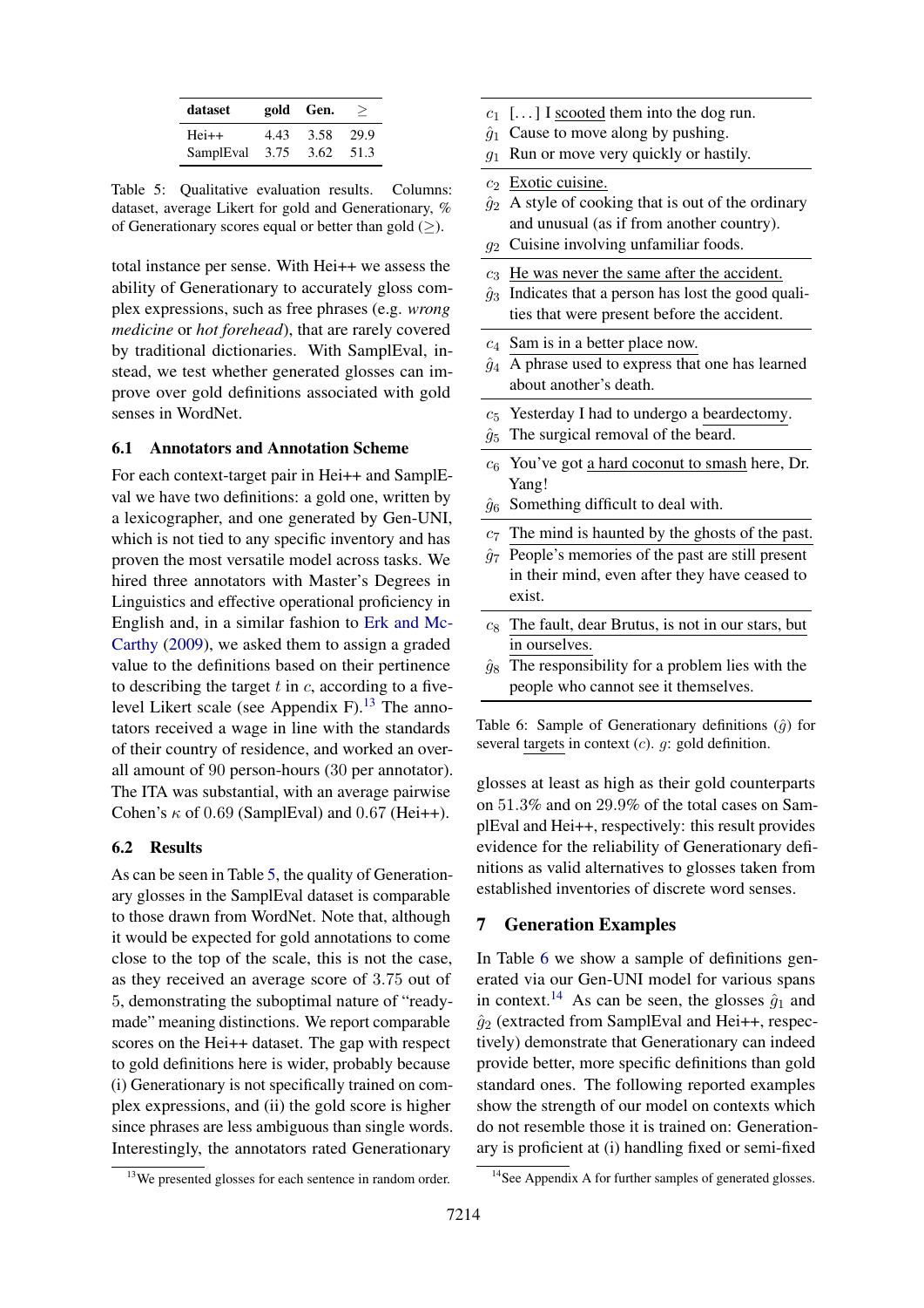| dataset | gold | Gen. | ≥ |
|---|---|---|---|
| Hei++ | 4.43 | 3.58 | 29.9 |
| SamplEval | 3.75 | 3.62 | 51.3 |

Table 5: Qualitative evaluation results. Columns: dataset, average Likert for gold and Generationary, % of Generationary scores equal or better than gold (≥).

total instance per sense. With Hei++ we assess the ability of Generationary to accurately gloss complex expressions, such as free phrases (e.g. *wrong medicine* or *hot forehead*), that are rarely covered by traditional dictionaries. With SamplEval, instead, we test whether generated glosses can improve over gold definitions associated with gold senses in WordNet.

### 6.1 Annotators and Annotation Scheme

For each context-target pair in Hei++ and SamplEval we have two definitions: a gold one, written by a lexicographer, and one generated by Gen-UNI, which is not tied to any specific inventory and has proven the most versatile model across tasks. We hired three annotators with Master's Degrees in Linguistics and effective operational proficiency in English and, in a similar fashion to Erk and McCarthy (2009), we asked them to assign a graded value to the definitions based on their pertinence to describing the target $t$ in $c$, according to a five-level Likert scale (see Appendix F).[13] The annotators received a wage in line with the standards of their country of residence, and worked an overall amount of 90 person-hours (30 per annotator). The ITA was substantial, with an average pairwise Cohen's $\kappa$ of 0.69 (SamplEval) and 0.67 (Hei++).

### 6.2 Results

As can be seen in Table 5, the quality of Generationary glosses in the SamplEval dataset is comparable to those drawn from WordNet. Note that, although it would be expected for gold annotations to come close to the top of the scale, this is not the case, as they received an average score of 3.75 out of 5, demonstrating the suboptimal nature of "ready-made" meaning distinctions. We report comparable scores on the Hei++ dataset. The gap with respect to gold definitions here is wider, probably because (i) Generationary is not specifically trained on complex expressions, and (ii) the gold score is higher since phrases are less ambiguous than single words. Interestingly, the annotators rated Generationary glosses at least as high as their gold counterparts on 51.3% and on 29.9% of the total cases on SamplEval and Hei++, respectively: this result provides evidence for the reliability of Generationary definitions as valid alternatives to glosses taken from established inventories of discrete word senses.

[13] We presented glosses for each sentence in random order.

| | |
|---|---|
| $c_1$ | [. . . ] I <u>scooted</u> them into the dog run. |
| $\hat{g}_1$ | Cause to move along by pushing. |
| $g_1$ | Run or move very quickly or hastily. |
| $c_2$ | <u>Exotic cuisine.</u> |
| $\hat{g}_2$ | A style of cooking that is out of the ordinary and unusual (as if from another country). |
| $g_2$ | Cuisine involving unfamiliar foods. |
| $c_3$ | <u>He was never the same after the accident.</u> |
| $\hat{g}_3$ | Indicates that a person has lost the good qualities that were present before the accident. |
| $c_4$ | <u>Sam is in a better place now.</u> |
| $\hat{g}_4$ | A phrase used to express that one has learned about another's death. |
| $c_5$ | Yesterday I had to undergo a <u>beardectomy</u>. |
| $\hat{g}_5$ | The surgical removal of the beard. |
| $c_6$ | You've got <u>a hard coconut to smash</u> here, Dr. Yang! |
| $\hat{g}_6$ | Something difficult to deal with. |
| $c_7$ | <u>The mind is haunted by the ghosts of the past.</u> |
| $\hat{g}_7$ | People's memories of the past are still present in their mind, even after they have ceased to exist. |
| $c_8$ | <u>The fault, dear Brutus, is not in our stars, but in ourselves.</u> |
| $\hat{g}_8$ | The responsibility for a problem lies with the people who cannot see it themselves. |

Table 6: Sample of Generationary definitions ($\hat{g}$) for several <u>targets</u> in context ($c$). $g$: gold definition.

## 7 Generation Examples

In Table 6 we show a sample of definitions generated via our Gen-UNI model for various spans in context.[14] As can be seen, the glosses $\hat{g}_1$ and $\hat{g}_2$ (extracted from SamplEval and Hei++, respectively) demonstrate that Generationary can indeed provide better, more specific definitions than gold standard ones. The following reported examples show the strength of our model on contexts which do not resemble those it is trained on: Generationary is proficient at (i) handling fixed or semi-fixed

[14] See Appendix A for further samples of generated glosses.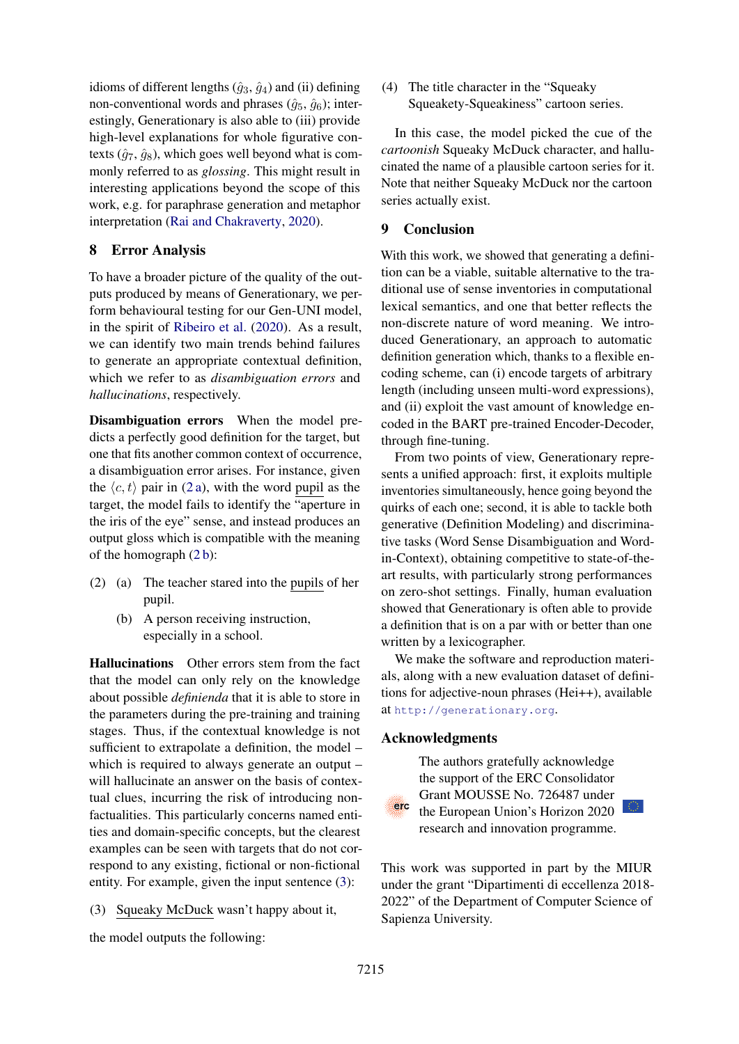idioms of different lengths ($\hat{g}_3$, $\hat{g}_4$) and (ii) defining non-conventional words and phrases ($\hat{g}_5$, $\hat{g}_6$); interestingly, Generationary is also able to (iii) provide high-level explanations for whole figurative contexts ($\hat{g}_7$, $\hat{g}_8$), which goes well beyond what is commonly referred to as *glossing*. This might result in interesting applications beyond the scope of this work, e.g. for paraphrase generation and metaphor interpretation (Rai and Chakraverty, 2020).

## 8 Error Analysis

To have a broader picture of the quality of the outputs produced by means of Generationary, we perform behavioural testing for our Gen-UNI model, in the spirit of Ribeiro et al. (2020). As a result, we can identify two main trends behind failures to generate an appropriate contextual definition, which we refer to as *disambiguation errors* and *hallucinations*, respectively.

**Disambiguation errors** When the model predicts a perfectly good definition for the target, but one that fits another common context of occurrence, a disambiguation error arises. For instance, given the $\langle c, t \rangle$ pair in (2 a), with the word pupil as the target, the model fails to identify the "aperture in the iris of the eye" sense, and instead produces an output gloss which is compatible with the meaning of the homograph (2 b):

(2) (a) The teacher stared into the pupils of her pupil.

(b) A person receiving instruction, especially in a school.

**Hallucinations** Other errors stem from the fact that the model can only rely on the knowledge about possible *definienda* that it is able to store in the parameters during the pre-training and training stages. Thus, if the contextual knowledge is not sufficient to extrapolate a definition, the model – which is required to always generate an output – will hallucinate an answer on the basis of contextual clues, incurring the risk of introducing non-factualities. This particularly concerns named entities and domain-specific concepts, but the clearest examples can be seen with targets that do not correspond to any existing, fictional or non-fictional entity. For example, given the input sentence (3):

(3) Squeaky McDuck wasn't happy about it,

the model outputs the following:

(4) The title character in the "Squeaky Squeakety-Squeakiness" cartoon series.

In this case, the model picked the cue of the *cartoonish* Squeaky McDuck character, and hallucinated the name of a plausible cartoon series for it. Note that neither Squeaky McDuck nor the cartoon series actually exist.

## 9 Conclusion

With this work, we showed that generating a definition can be a viable, suitable alternative to the traditional use of sense inventories in computational lexical semantics, and one that better reflects the non-discrete nature of word meaning. We introduced Generationary, an approach to automatic definition generation which, thanks to a flexible encoding scheme, can (i) encode targets of arbitrary length (including unseen multi-word expressions), and (ii) exploit the vast amount of knowledge encoded in the BART pre-trained Encoder-Decoder, through fine-tuning.

From two points of view, Generationary represents a unified approach: first, it exploits multiple inventories simultaneously, hence going beyond the quirks of each one; second, it is able to tackle both generative (Definition Modeling) and discriminative tasks (Word Sense Disambiguation and Word-in-Context), obtaining competitive to state-of-the-art results, with particularly strong performances on zero-shot settings. Finally, human evaluation showed that Generationary is often able to provide a definition that is on a par with or better than one written by a lexicographer.

We make the software and reproduction materials, along with a new evaluation dataset of definitions for adjective-noun phrases (Hei++), available at `http://generationary.org`.

## Acknowledgments

The authors gratefully acknowledge the support of the ERC Consolidator Grant MOUSSE No. 726487 under the European Union's Horizon 2020 research and innovation programme.

This work was supported in part by the MIUR under the grant "Dipartimenti di eccellenza 2018-2022" of the Department of Computer Science of Sapienza University.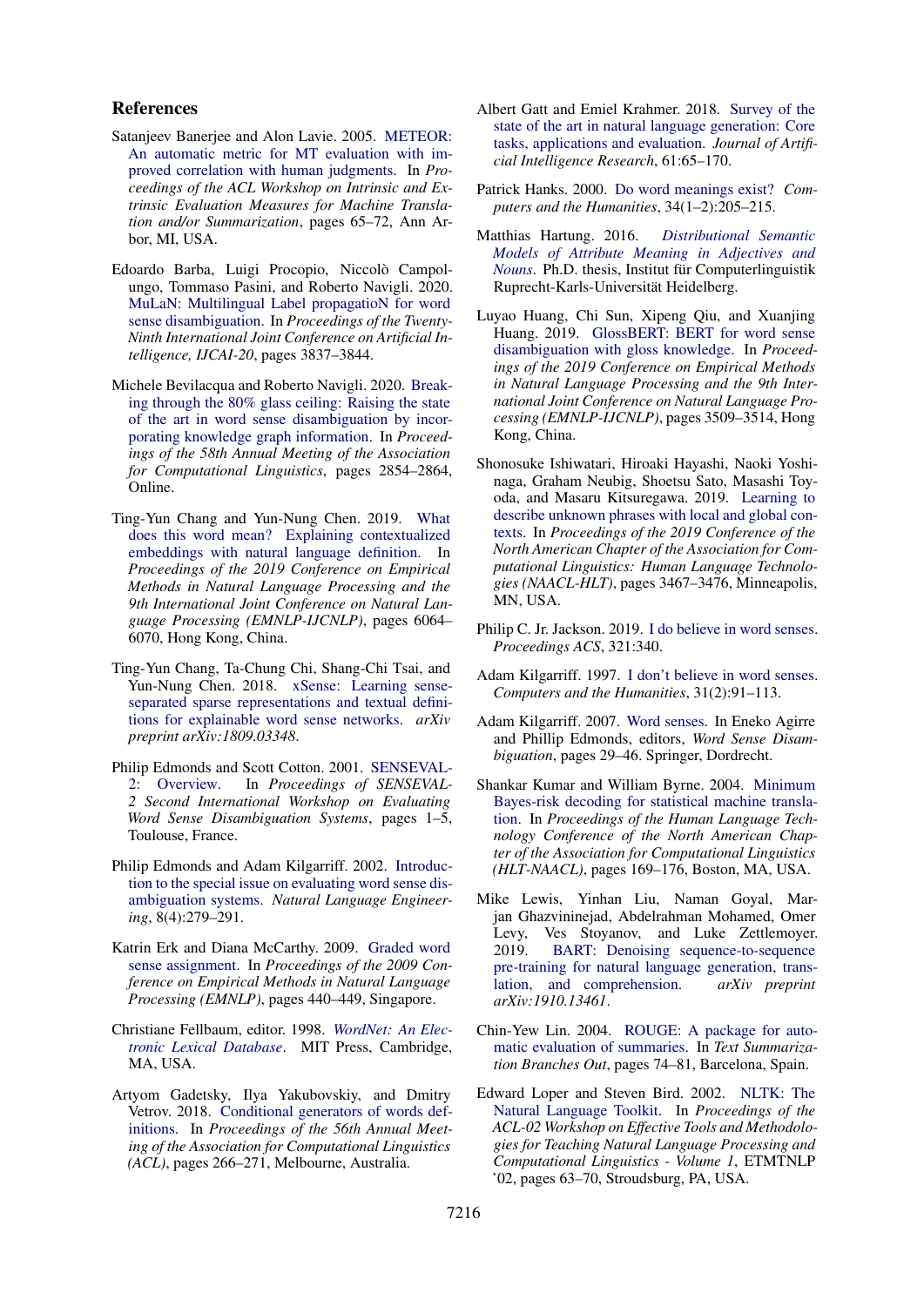## References

Satanjeev Banerjee and Alon Lavie. 2005. METEOR: An automatic metric for MT evaluation with improved correlation with human judgments. In *Proceedings of the ACL Workshop on Intrinsic and Extrinsic Evaluation Measures for Machine Translation and/or Summarization*, pages 65–72, Ann Arbor, MI, USA.

Edoardo Barba, Luigi Procopio, Niccolò Campolungo, Tommaso Pasini, and Roberto Navigli. 2020. MuLaN: Multilingual Label propagatioN for word sense disambiguation. In *Proceedings of the Twenty-Ninth International Joint Conference on Artificial Intelligence, IJCAI-20*, pages 3837–3844.

Michele Bevilacqua and Roberto Navigli. 2020. Breaking through the 80% glass ceiling: Raising the state of the art in word sense disambiguation by incorporating knowledge graph information. In *Proceedings of the 58th Annual Meeting of the Association for Computational Linguistics*, pages 2854–2864, Online.

Ting-Yun Chang and Yun-Nung Chen. 2019. What does this word mean? Explaining contextualized embeddings with natural language definition. In *Proceedings of the 2019 Conference on Empirical Methods in Natural Language Processing and the 9th International Joint Conference on Natural Language Processing (EMNLP-IJCNLP)*, pages 6064–6070, Hong Kong, China.

Ting-Yun Chang, Ta-Chung Chi, Shang-Chi Tsai, and Yun-Nung Chen. 2018. xSense: Learning sense-separated sparse representations and textual definitions for explainable word sense networks. *arXiv preprint arXiv:1809.03348*.

Philip Edmonds and Scott Cotton. 2001. SENSEVAL-2: Overview. In *Proceedings of SENSEVAL-2 Second International Workshop on Evaluating Word Sense Disambiguation Systems*, pages 1–5, Toulouse, France.

Philip Edmonds and Adam Kilgarriff. 2002. Introduction to the special issue on evaluating word sense disambiguation systems. *Natural Language Engineering*, 8(4):279–291.

Katrin Erk and Diana McCarthy. 2009. Graded word sense assignment. In *Proceedings of the 2009 Conference on Empirical Methods in Natural Language Processing (EMNLP)*, pages 440–449, Singapore.

Christiane Fellbaum, editor. 1998. *WordNet: An Electronic Lexical Database*. MIT Press, Cambridge, MA, USA.

Artyom Gadetsky, Ilya Yakubovskiy, and Dmitry Vetrov. 2018. Conditional generators of words definitions. In *Proceedings of the 56th Annual Meeting of the Association for Computational Linguistics (ACL)*, pages 266–271, Melbourne, Australia.

Albert Gatt and Emiel Krahmer. 2018. Survey of the state of the art in natural language generation: Core tasks, applications and evaluation. *Journal of Artificial Intelligence Research*, 61:65–170.

Patrick Hanks. 2000. Do word meanings exist? *Computers and the Humanities*, 34(1–2):205–215.

Matthias Hartung. 2016. *Distributional Semantic Models of Attribute Meaning in Adjectives and Nouns*. Ph.D. thesis, Institut für Computerlinguistik Ruprecht-Karls-Universität Heidelberg.

Luyao Huang, Chi Sun, Xipeng Qiu, and Xuanjing Huang. 2019. GlossBERT: BERT for word sense disambiguation with gloss knowledge. In *Proceedings of the 2019 Conference on Empirical Methods in Natural Language Processing and the 9th International Joint Conference on Natural Language Processing (EMNLP-IJCNLP)*, pages 3509–3514, Hong Kong, China.

Shonosuke Ishiwatari, Hiroaki Hayashi, Naoki Yoshinaga, Graham Neubig, Shoetsu Sato, Masashi Toyoda, and Masaru Kitsuregawa. 2019. Learning to describe unknown phrases with local and global contexts. In *Proceedings of the 2019 Conference of the North American Chapter of the Association for Computational Linguistics: Human Language Technologies (NAACL-HLT)*, pages 3467–3476, Minneapolis, MN, USA.

Philip C. Jr. Jackson. 2019. I do believe in word senses. *Proceedings ACS*, 321:340.

Adam Kilgarriff. 1997. I don't believe in word senses. *Computers and the Humanities*, 31(2):91–113.

Adam Kilgarriff. 2007. Word senses. In Eneko Agirre and Phillip Edmonds, editors, *Word Sense Disambiguation*, pages 29–46. Springer, Dordrecht.

Shankar Kumar and William Byrne. 2004. Minimum Bayes-risk decoding for statistical machine translation. In *Proceedings of the Human Language Technology Conference of the North American Chapter of the Association for Computational Linguistics (HLT-NAACL)*, pages 169–176, Boston, MA, USA.

Mike Lewis, Yinhan Liu, Naman Goyal, Marjan Ghazvininejad, Abdelrahman Mohamed, Omer Levy, Ves Stoyanov, and Luke Zettlemoyer. 2019. BART: Denoising sequence-to-sequence pre-training for natural language generation, translation, and comprehension. *arXiv preprint arXiv:1910.13461*.

Chin-Yew Lin. 2004. ROUGE: A package for automatic evaluation of summaries. In *Text Summarization Branches Out*, pages 74–81, Barcelona, Spain.

Edward Loper and Steven Bird. 2002. NLTK: The Natural Language Toolkit. In *Proceedings of the ACL-02 Workshop on Effective Tools and Methodologies for Teaching Natural Language Processing and Computational Linguistics - Volume 1*, ETMTNLP '02, pages 63–70, Stroudsburg, PA, USA.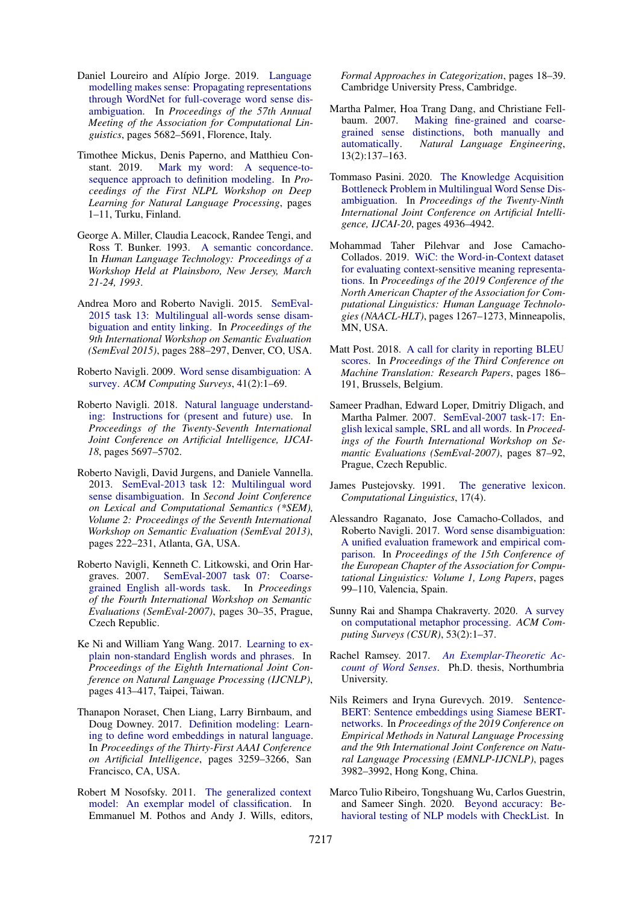Daniel Loureiro and Alípio Jorge. 2019. Language modelling makes sense: Propagating representations through WordNet for full-coverage word sense disambiguation. In *Proceedings of the 57th Annual Meeting of the Association for Computational Linguistics*, pages 5682–5691, Florence, Italy.

Timothee Mickus, Denis Paperno, and Matthieu Constant. 2019. Mark my word: A sequence-to-sequence approach to definition modeling. In *Proceedings of the First NLPL Workshop on Deep Learning for Natural Language Processing*, pages 1–11, Turku, Finland.

George A. Miller, Claudia Leacock, Randee Tengi, and Ross T. Bunker. 1993. A semantic concordance. In *Human Language Technology: Proceedings of a Workshop Held at Plainsboro, New Jersey, March 21-24, 1993*.

Andrea Moro and Roberto Navigli. 2015. SemEval-2015 task 13: Multilingual all-words sense disambiguation and entity linking. In *Proceedings of the 9th International Workshop on Semantic Evaluation (SemEval 2015)*, pages 288–297, Denver, CO, USA.

Roberto Navigli. 2009. Word sense disambiguation: A survey. *ACM Computing Surveys*, 41(2):1–69.

Roberto Navigli. 2018. Natural language understanding: Instructions for (present and future) use. In *Proceedings of the Twenty-Seventh International Joint Conference on Artificial Intelligence, IJCAI-18*, pages 5697–5702.

Roberto Navigli, David Jurgens, and Daniele Vannella. 2013. SemEval-2013 task 12: Multilingual word sense disambiguation. In *Second Joint Conference on Lexical and Computational Semantics (*SEM), Volume 2: Proceedings of the Seventh International Workshop on Semantic Evaluation (SemEval 2013)*, pages 222–231, Atlanta, GA, USA.

Roberto Navigli, Kenneth C. Litkowski, and Orin Hargraves. 2007. SemEval-2007 task 07: Coarse-grained English all-words task. In *Proceedings of the Fourth International Workshop on Semantic Evaluations (SemEval-2007)*, pages 30–35, Prague, Czech Republic.

Ke Ni and William Yang Wang. 2017. Learning to explain non-standard English words and phrases. In *Proceedings of the Eighth International Joint Conference on Natural Language Processing (IJCNLP)*, pages 413–417, Taipei, Taiwan.

Thanapon Noraset, Chen Liang, Larry Birnbaum, and Doug Downey. 2017. Definition modeling: Learning to define word embeddings in natural language. In *Proceedings of the Thirty-First AAAI Conference on Artificial Intelligence*, pages 3259–3266, San Francisco, CA, USA.

Robert M Nosofsky. 2011. The generalized context model: An exemplar model of classification. In Emmanuel M. Pothos and Andy J. Wills, editors, *Formal Approaches in Categorization*, pages 18–39. Cambridge University Press, Cambridge.

Martha Palmer, Hoa Trang Dang, and Christiane Fellbaum. 2007. Making fine-grained and coarse-grained sense distinctions, both manually and automatically. *Natural Language Engineering*, 13(2):137–163.

Tommaso Pasini. 2020. The Knowledge Acquisition Bottleneck Problem in Multilingual Word Sense Disambiguation. In *Proceedings of the Twenty-Ninth International Joint Conference on Artificial Intelligence, IJCAI-20*, pages 4936–4942.

Mohammad Taher Pilehvar and Jose Camacho-Collados. 2019. WiC: the Word-in-Context dataset for evaluating context-sensitive meaning representations. In *Proceedings of the 2019 Conference of the North American Chapter of the Association for Computational Linguistics: Human Language Technologies (NAACL-HLT)*, pages 1267–1273, Minneapolis, MN, USA.

Matt Post. 2018. A call for clarity in reporting BLEU scores. In *Proceedings of the Third Conference on Machine Translation: Research Papers*, pages 186–191, Brussels, Belgium.

Sameer Pradhan, Edward Loper, Dmitriy Dligach, and Martha Palmer. 2007. SemEval-2007 task-17: English lexical sample, SRL and all words. In *Proceedings of the Fourth International Workshop on Semantic Evaluations (SemEval-2007)*, pages 87–92, Prague, Czech Republic.

James Pustejovsky. 1991. The generative lexicon. *Computational Linguistics*, 17(4).

Alessandro Raganato, Jose Camacho-Collados, and Roberto Navigli. 2017. Word sense disambiguation: A unified evaluation framework and empirical comparison. In *Proceedings of the 15th Conference of the European Chapter of the Association for Computational Linguistics: Volume 1, Long Papers*, pages 99–110, Valencia, Spain.

Sunny Rai and Shampa Chakraverty. 2020. A survey on computational metaphor processing. *ACM Computing Surveys (CSUR)*, 53(2):1–37.

Rachel Ramsey. 2017. *An Exemplar-Theoretic Account of Word Senses*. Ph.D. thesis, Northumbria University.

Nils Reimers and Iryna Gurevych. 2019. Sentence-BERT: Sentence embeddings using Siamese BERT-networks. In *Proceedings of the 2019 Conference on Empirical Methods in Natural Language Processing and the 9th International Joint Conference on Natural Language Processing (EMNLP-IJCNLP)*, pages 3982–3992, Hong Kong, China.

Marco Tulio Ribeiro, Tongshuang Wu, Carlos Guestrin, and Sameer Singh. 2020. Beyond accuracy: Behavioral testing of NLP models with CheckList. In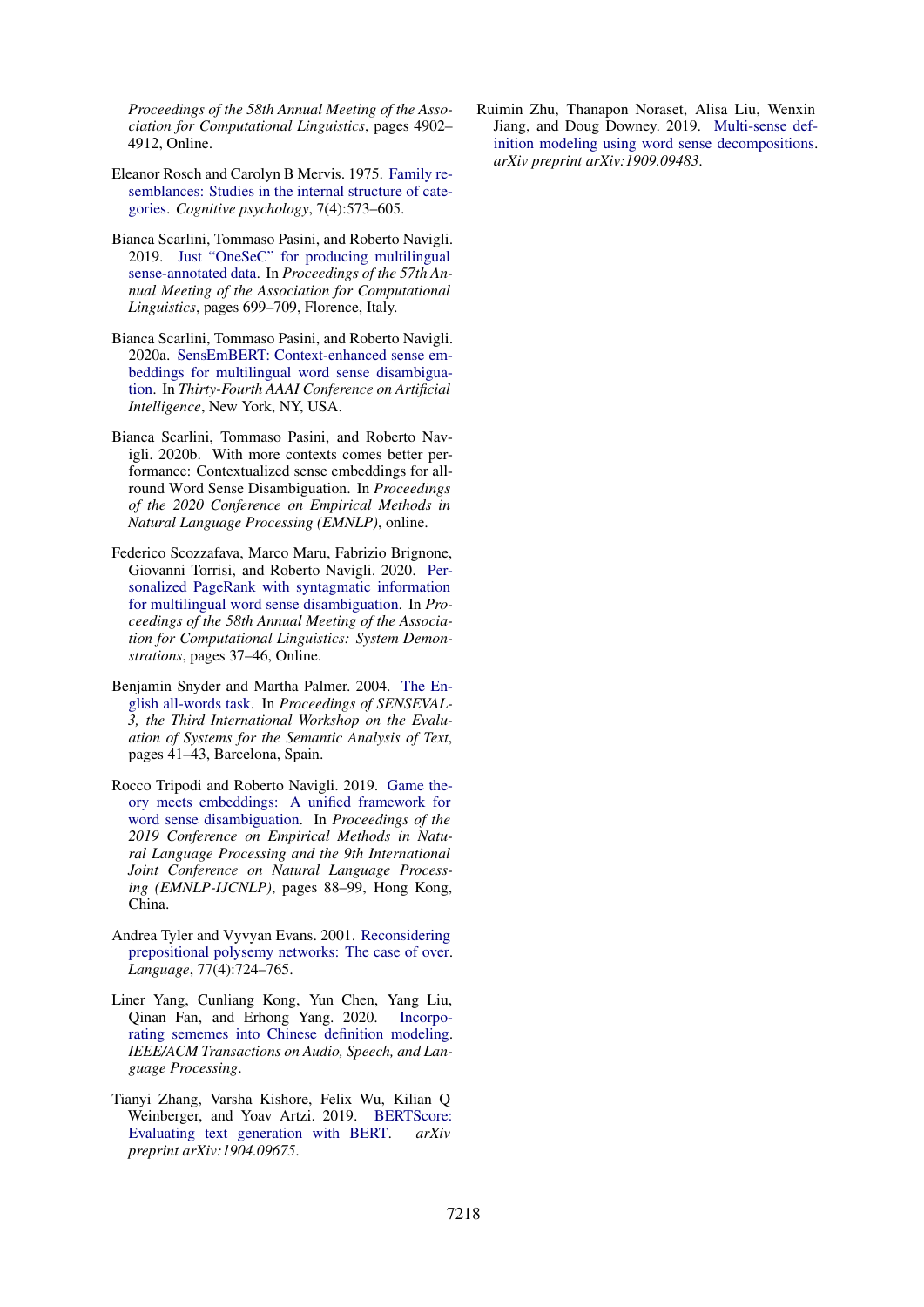*Proceedings of the 58th Annual Meeting of the Association for Computational Linguistics*, pages 4902–4912, Online.

Eleanor Rosch and Carolyn B Mervis. 1975. Family resemblances: Studies in the internal structure of categories. *Cognitive psychology*, 7(4):573–605.

Bianca Scarlini, Tommaso Pasini, and Roberto Navigli. 2019. Just "OneSeC" for producing multilingual sense-annotated data. In *Proceedings of the 57th Annual Meeting of the Association for Computational Linguistics*, pages 699–709, Florence, Italy.

Bianca Scarlini, Tommaso Pasini, and Roberto Navigli. 2020a. SensEmBERT: Context-enhanced sense embeddings for multilingual word sense disambiguation. In *Thirty-Fourth AAAI Conference on Artificial Intelligence*, New York, NY, USA.

Bianca Scarlini, Tommaso Pasini, and Roberto Navigli. 2020b. With more contexts comes better performance: Contextualized sense embeddings for all-round Word Sense Disambiguation. In *Proceedings of the 2020 Conference on Empirical Methods in Natural Language Processing (EMNLP)*, online.

Federico Scozzafava, Marco Maru, Fabrizio Brignone, Giovanni Torrisi, and Roberto Navigli. 2020. Personalized PageRank with syntagmatic information for multilingual word sense disambiguation. In *Proceedings of the 58th Annual Meeting of the Association for Computational Linguistics: System Demonstrations*, pages 37–46, Online.

Benjamin Snyder and Martha Palmer. 2004. The English all-words task. In *Proceedings of SENSEVAL-3, the Third International Workshop on the Evaluation of Systems for the Semantic Analysis of Text*, pages 41–43, Barcelona, Spain.

Rocco Tripodi and Roberto Navigli. 2019. Game theory meets embeddings: A unified framework for word sense disambiguation. In *Proceedings of the 2019 Conference on Empirical Methods in Natural Language Processing and the 9th International Joint Conference on Natural Language Processing (EMNLP-IJCNLP)*, pages 88–99, Hong Kong, China.

Andrea Tyler and Vyvyan Evans. 2001. Reconsidering prepositional polysemy networks: The case of over. *Language*, 77(4):724–765.

Liner Yang, Cunliang Kong, Yun Chen, Yang Liu, Qinan Fan, and Erhong Yang. 2020. Incorporating sememes into Chinese definition modeling. *IEEE/ACM Transactions on Audio, Speech, and Language Processing*.

Tianyi Zhang, Varsha Kishore, Felix Wu, Kilian Q Weinberger, and Yoav Artzi. 2019. BERTScore: Evaluating text generation with BERT. *arXiv preprint arXiv:1904.09675*.

Ruimin Zhu, Thanapon Noraset, Alisa Liu, Wenxin Jiang, and Doug Downey. 2019. Multi-sense definition modeling using word sense decompositions. *arXiv preprint arXiv:1909.09483*.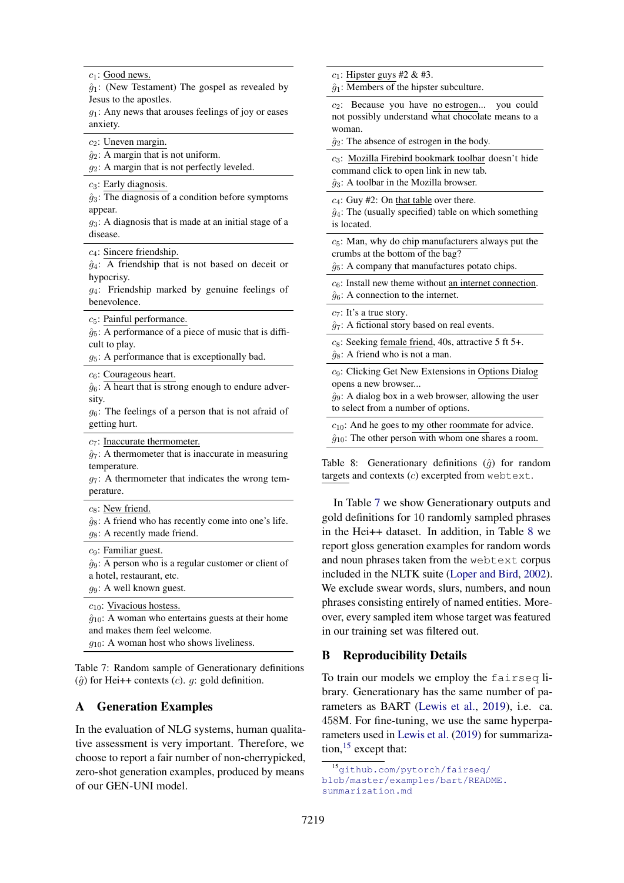$c_1$: Good news.
$\hat{g}_1$: (New Testament) The gospel as revealed by Jesus to the apostles.
$g_1$: Any news that arouses feelings of joy or eases anxiety.

$c_2$: Uneven margin.
$\hat{g}_2$: A margin that is not uniform.
$g_2$: A margin that is not perfectly leveled.

$c_3$: Early diagnosis.
$\hat{g}_3$: The diagnosis of a condition before symptoms appear.
$g_3$: A diagnosis that is made at an initial stage of a disease.

$c_4$: Sincere friendship.
$\hat{g}_4$: A friendship that is not based on deceit or hypocrisy.
$g_4$: Friendship marked by genuine feelings of benevolence.

$c_5$: Painful performance.
$\hat{g}_5$: A performance of a piece of music that is difficult to play.
$g_5$: A performance that is exceptionally bad.

$c_6$: Courageous heart.
$\hat{g}_6$: A heart that is strong enough to endure adversity.
$g_6$: The feelings of a person that is not afraid of getting hurt.

$c_7$: Inaccurate thermometer.
$\hat{g}_7$: A thermometer that is inaccurate in measuring temperature.
$g_7$: A thermometer that indicates the wrong temperature.

$c_8$: New friend.
$\hat{g}_8$: A friend who has recently come into one's life.
$g_8$: A recently made friend.

$c_9$: Familiar guest.
$\hat{g}_9$: A person who is a regular customer or client of a hotel, restaurant, etc.
$g_9$: A well known guest.

$c_{10}$: Vivacious hostess.
$\hat{g}_{10}$: A woman who entertains guests at their home and makes them feel welcome.
$g_{10}$: A woman host who shows liveliness.

Table 7: Random sample of Generationary definitions ($\hat{g}$) for Hei++ contexts ($c$). $g$: gold definition.

## A Generation Examples

In the evaluation of NLG systems, human qualitative assessment is very important. Therefore, we choose to report a fair number of non-cherrypicked, zero-shot generation examples, produced by means of our GEN-UNI model.

$c_1$: Hipster guys #2 & #3.
$\hat{g}_1$: Members of the hipster subculture.

$c_2$: Because you have no estrogen... you could not possibly understand what chocolate means to a woman.
$\hat{g}_2$: The absence of estrogen in the body.

$c_3$: Mozilla Firebird bookmark toolbar doesn't hide command click to open link in new tab.
$\hat{g}_3$: A toolbar in the Mozilla browser.

$c_4$: Guy #2: On that table over there.
$\hat{g}_4$: The (usually specified) table on which something is located.

$c_5$: Man, why do chip manufacturers always put the crumbs at the bottom of the bag?
$\hat{g}_5$: A company that manufactures potato chips.

$c_6$: Install new theme without an internet connection.
$\hat{g}_6$: A connection to the internet.

$c_7$: It's a true story.
$\hat{g}_7$: A fictional story based on real events.

$c_8$: Seeking female friend, 40s, attractive 5 ft 5+.
$\hat{g}_8$: A friend who is not a man.

$c_9$: Clicking Get New Extensions in Options Dialog opens a new browser...
$\hat{g}_9$: A dialog box in a web browser, allowing the user to select from a number of options.

$c_{10}$: And he goes to my other roommate for advice.
$\hat{g}_{10}$: The other person with whom one shares a room.

Table 8: Generationary definitions ($\hat{g}$) for random targets and contexts ($c$) excerpted from webtext.

In Table 7 we show Generationary outputs and gold definitions for 10 randomly sampled phrases in the Hei++ dataset. In addition, in Table 8 we report gloss generation examples for random words and noun phrases taken from the webtext corpus included in the NLTK suite (Loper and Bird, 2002). We exclude swear words, slurs, numbers, and noun phrases consisting entirely of named entities. Moreover, every sampled item whose target was featured in our training set was filtered out.

## B Reproducibility Details

To train our models we employ the fairseq library. Generationary has the same number of parameters as BART (Lewis et al., 2019), i.e. ca. 458M. For fine-tuning, we use the same hyperparameters used in Lewis et al. (2019) for summarization,[15] except that:

[15] github.com/pytorch/fairseq/blob/master/examples/bart/README.summarization.md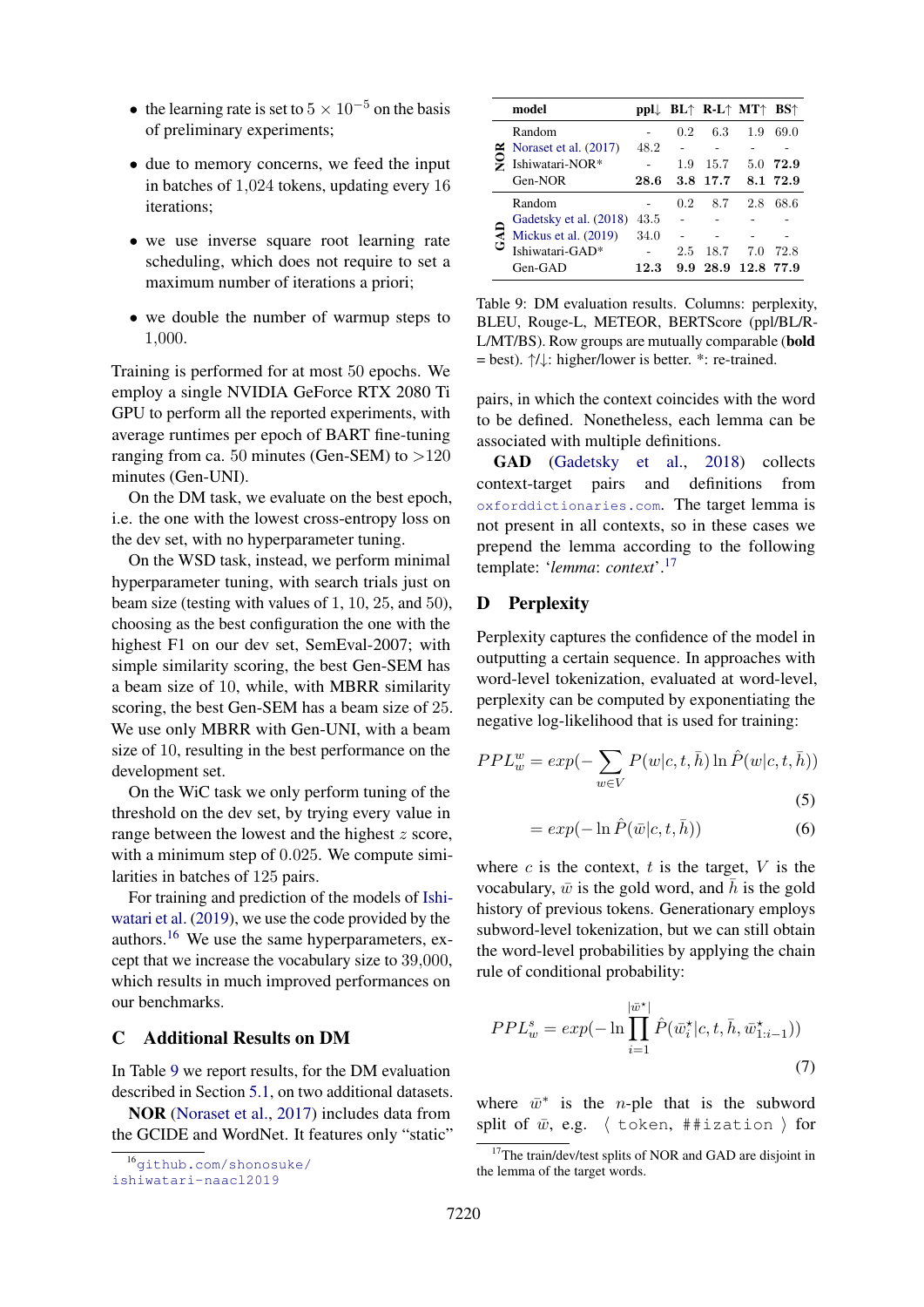- the learning rate is set to $5 \times 10^{-5}$ on the basis of preliminary experiments;
- due to memory concerns, we feed the input in batches of 1,024 tokens, updating every 16 iterations;
- we use inverse square root learning rate scheduling, which does not require to set a maximum number of iterations a priori;
- we double the number of warmup steps to 1,000.

Training is performed for at most 50 epochs. We employ a single NVIDIA GeForce RTX 2080 Ti GPU to perform all the reported experiments, with average runtimes per epoch of BART fine-tuning ranging from ca. 50 minutes (Gen-SEM) to >120 minutes (Gen-UNI).

On the DM task, we evaluate on the best epoch, i.e. the one with the lowest cross-entropy loss on the dev set, with no hyperparameter tuning.

On the WSD task, instead, we perform minimal hyperparameter tuning, with search trials just on beam size (testing with values of 1, 10, 25, and 50), choosing as the best configuration the one with the highest F1 on our dev set, SemEval-2007; with simple similarity scoring, the best Gen-SEM has a beam size of 10, while, with MBRR similarity scoring, the best Gen-SEM has a beam size of 25. We use only MBRR with Gen-UNI, with a beam size of 10, resulting in the best performance on the development set.

On the WiC task we only perform tuning of the threshold on the dev set, by trying every value in range between the lowest and the highest $z$ score, with a minimum step of 0.025. We compute similarities in batches of 125 pairs.

For training and prediction of the models of Ishiwatari et al. (2019), we use the code provided by the authors.[16] We use the same hyperparameters, except that we increase the vocabulary size to 39,000, which results in much improved performances on our benchmarks.

## C Additional Results on DM

In Table 9 we report results, for the DM evaluation described in Section 5.1, on two additional datasets.

**NOR** (Noraset et al., 2017) includes data from the GCIDE and WordNet. It features only "static" pairs, in which the context coincides with the word to be defined. Nonetheless, each lemma can be associated with multiple definitions.

**GAD** (Gadetsky et al., 2018) collects context-target pairs and definitions from oxforddictionaries.com. The target lemma is not present in all contexts, so in these cases we prepend the lemma according to the following template: '*lemma*: *context*'.[17]

| | model | ppl↓ | BL↑ | R-L↑ | MT↑ | BS↑ |
|---|---|---|---|---|---|---|
| NOR | Random | - | 0.2 | 6.3 | 1.9 | 69.0 |
| | Noraset et al. (2017) | 48.2 | - | - | - | - |
| | Ishiwatari-NOR* | - | 1.9 | 15.7 | 5.0 | **72.9** |
| | Gen-NOR | **28.6** | **3.8** | **17.7** | **8.1** | **72.9** |
| GAD | Random | - | 0.2 | 8.7 | 2.8 | 68.6 |
| | Gadetsky et al. (2018) | 43.5 | - | - | - | - |
| | Mickus et al. (2019) | 34.0 | - | - | - | - |
| | Ishiwatari-GAD* | - | 2.5 | 18.7 | 7.0 | 72.8 |
| | Gen-GAD | **12.3** | **9.9** | **28.9** | **12.8** | **77.9** |

Table 9: DM evaluation results. Columns: perplexity, BLEU, Rouge-L, METEOR, BERTScore (ppl/BL/R-L/MT/BS). Row groups are mutually comparable (**bold** = best). ↑/↓: higher/lower is better. *: re-trained.

## D Perplexity

Perplexity captures the confidence of the model in outputting a certain sequence. In approaches with word-level tokenization, evaluated at word-level, perplexity can be computed by exponentiating the negative log-likelihood that is used for training:

$$PPL_w^w = exp(-\sum_{w \in V} P(w|c,t,\bar{h}) \ln \hat{P}(w|c,t,\bar{h})) \tag{5}$$

$$= exp(-\ln \hat{P}(\bar{w}|c,t,\bar{h})) \tag{6}$$

where $c$ is the context, $t$ is the target, $V$ is the vocabulary, $\bar{w}$ is the gold word, and $\bar{h}$ is the gold history of previous tokens. Generationary employs subword-level tokenization, but we can still obtain the word-level probabilities by applying the chain rule of conditional probability:

$$PPL_w^s = exp(-\ln \prod_{i=1}^{|\bar{w}^\star|} \hat{P}(\bar{w}_i^\star|c,t,\bar{h},\bar{w}_{1:i-1}^\star)) \tag{7}$$

where $\bar{w}^*$ is the $n$-ple that is the subword split of $\bar{w}$, e.g. ⟨ `token`, `##ization` ⟩ for

[16] github.com/shonosuke/ishiwatari-naacl2019

[17] The train/dev/test splits of NOR and GAD are disjoint in the lemma of the target words.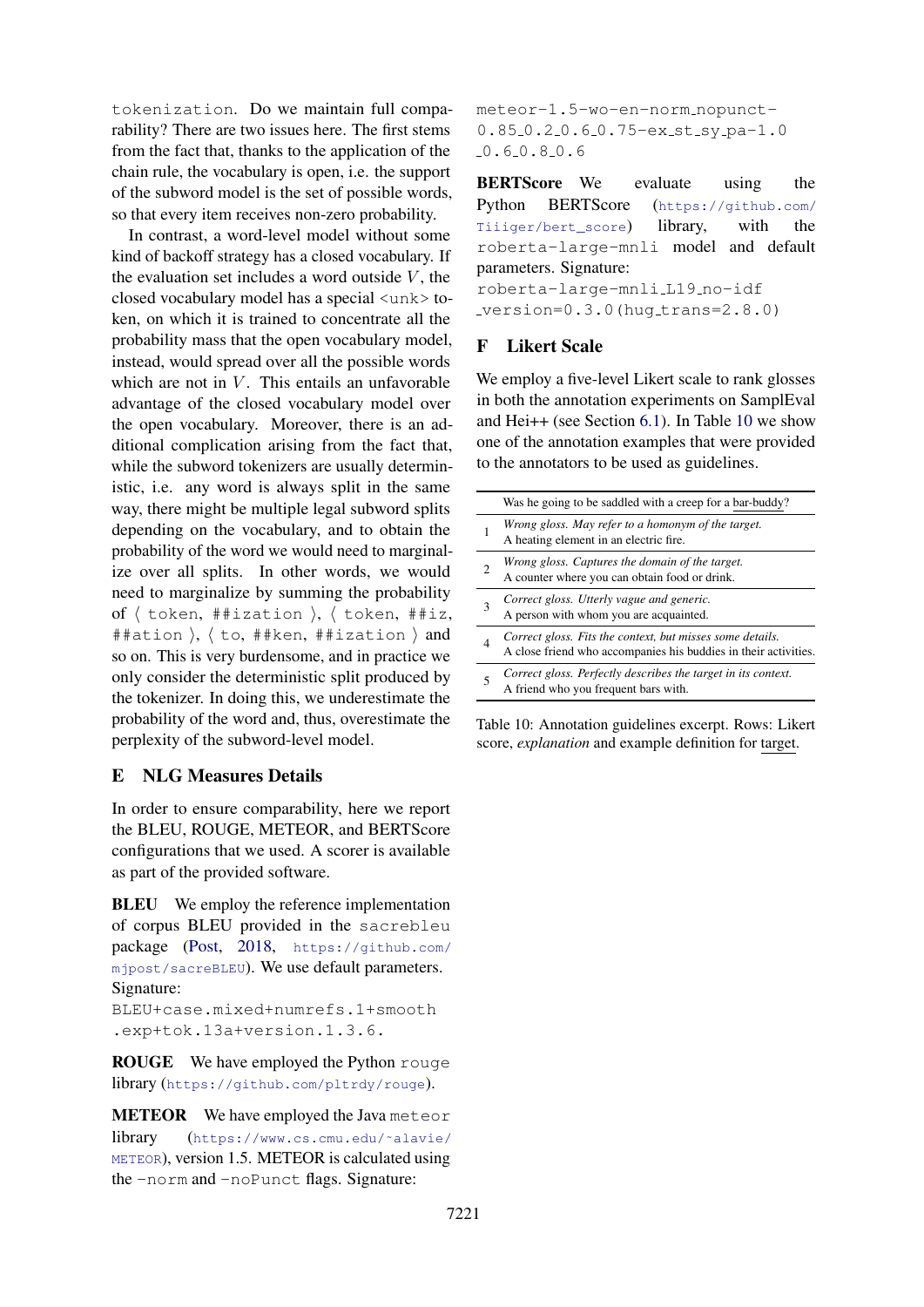tokenization. Do we maintain full comparability? There are two issues here. The first stems from the fact that, thanks to the application of the chain rule, the vocabulary is open, i.e. the support of the subword model is the set of possible words, so that every item receives non-zero probability.

In contrast, a word-level model without some kind of backoff strategy has a closed vocabulary. If the evaluation set includes a word outside $V$, the closed vocabulary model has a special <unk> token, on which it is trained to concentrate all the probability mass that the open vocabulary model, instead, would spread over all the possible words which are not in $V$. This entails an unfavorable advantage of the closed vocabulary model over the open vocabulary. Moreover, there is an additional complication arising from the fact that, while the subword tokenizers are usually deterministic, i.e. any word is always split in the same way, there might be multiple legal subword splits depending on the vocabulary, and to obtain the probability of the word we would need to marginalize over all splits. In other words, we would need to marginalize by summing the probability of ⟨ token, ##ization ⟩, ⟨ token, ##iz, ##ation ⟩, ⟨ to, ##ken, ##ization ⟩ and so on. This is very burdensome, and in practice we only consider the deterministic split produced by the tokenizer. In doing this, we underestimate the probability of the word and, thus, overestimate the perplexity of the subword-level model.

## E NLG Measures Details

In order to ensure comparability, here we report the BLEU, ROUGE, METEOR, and BERTScore configurations that we used. A scorer is available as part of the provided software.

**BLEU** We employ the reference implementation of corpus BLEU provided in the sacrebleu package (Post, 2018, https://github.com/mjpost/sacreBLEU). We use default parameters. Signature:
BLEU+case.mixed+numrefs.1+smooth.exp+tok.13a+version.1.3.6.

**ROUGE** We have employed the Python rouge library (https://github.com/pltrdy/rouge).

**METEOR** We have employed the Java meteor library (https://www.cs.cmu.edu/~alavie/METEOR), version 1.5. METEOR is calculated using the -norm and -noPunct flags. Signature:
meteor-1.5-wo-en-norm_nopunct-0.85_0.2_0.6_0.75-ex_st_sy_pa-1.0_0.6_0.8_0.6

**BERTScore** We evaluate using the Python BERTScore (https://github.com/Tiiiger/bert_score) library, with the roberta-large-mnli model and default parameters. Signature:
roberta-large-mnli_L19_no-idf_version=0.3.0(hug_trans=2.8.0)

## F Likert Scale

We employ a five-level Likert scale to rank glosses in both the annotation experiments on SamplEval and Hei++ (see Section 6.1). In Table 10 we show one of the annotation examples that were provided to the annotators to be used as guidelines.

| | Was he going to be saddled with a creep for a bar-buddy? |
|---|---|
| 1 | *Wrong gloss. May refer to a homonym of the target.*<br>A heating element in an electric fire. |
| 2 | *Wrong gloss. Captures the domain of the target.*<br>A counter where you can obtain food or drink. |
| 3 | *Correct gloss. Utterly vague and generic.*<br>A person with whom you are acquainted. |
| 4 | *Correct gloss. Fits the context, but misses some details.*<br>A close friend who accompanies his buddies in their activities. |
| 5 | *Correct gloss. Perfectly describes the target in its context.*<br>A friend who you frequent bars with. |

Table 10: Annotation guidelines excerpt. Rows: Likert score, *explanation* and example definition for target.